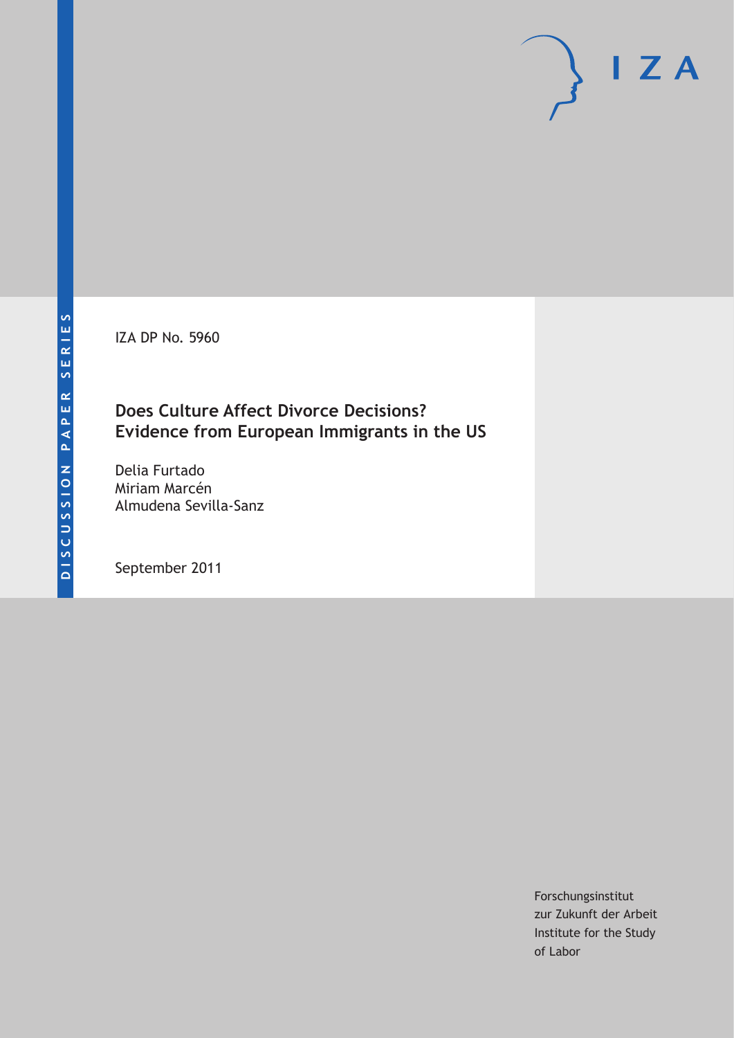DISCUSSION PAPER SERIES

IZA DP No. 5960

# Does Culture Affect Divorce Decisions? Evidence from European Immigrants in the US

Delia Furtado
Miriam Marcén
Almudena Sevilla-Sanz

September 2011

Forschungsinstitut
zur Zukunft der Arbeit
Institute for the Study
of Labor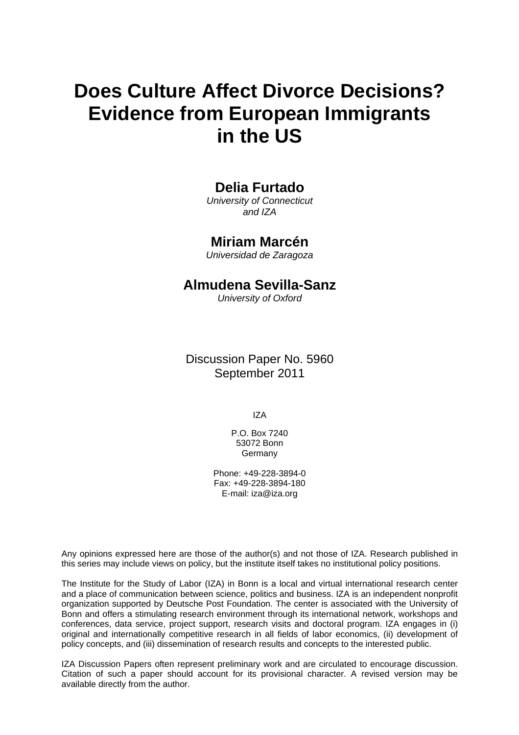# Does Culture Affect Divorce Decisions? Evidence from European Immigrants in the US

**Delia Furtado**
*University of Connecticut and IZA*

**Miriam Marcén**
*Universidad de Zaragoza*

**Almudena Sevilla-Sanz**
*University of Oxford*

Discussion Paper No. 5960
September 2011

IZA

P.O. Box 7240
53072 Bonn
Germany

Phone: +49-228-3894-0
Fax: +49-228-3894-180
E-mail: iza@iza.org

Any opinions expressed here are those of the author(s) and not those of IZA. Research published in this series may include views on policy, but the institute itself takes no institutional policy positions.

The Institute for the Study of Labor (IZA) in Bonn is a local and virtual international research center and a place of communication between science, politics and business. IZA is an independent nonprofit organization supported by Deutsche Post Foundation. The center is associated with the University of Bonn and offers a stimulating research environment through its international network, workshops and conferences, data service, project support, research visits and doctoral program. IZA engages in (i) original and internationally competitive research in all fields of labor economics, (ii) development of policy concepts, and (iii) dissemination of research results and concepts to the interested public.

IZA Discussion Papers often represent preliminary work and are circulated to encourage discussion. Citation of such a paper should account for its provisional character. A revised version may be available directly from the author.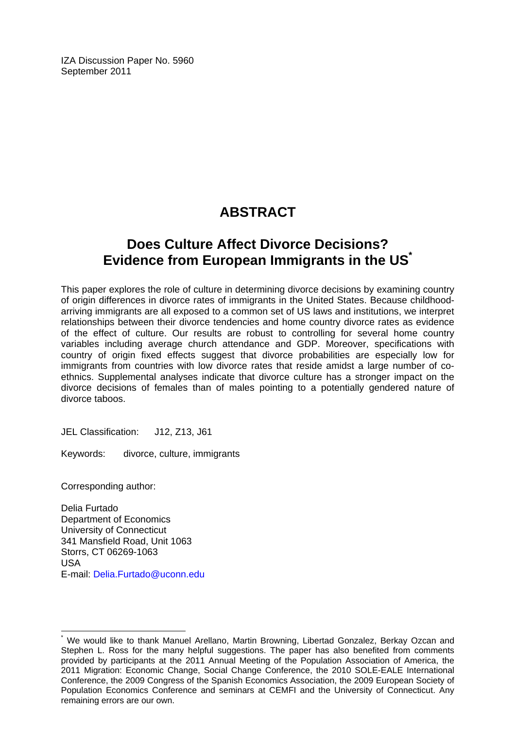IZA Discussion Paper No. 5960
September 2011

# ABSTRACT

## Does Culture Affect Divorce Decisions? Evidence from European Immigrants in the US*

This paper explores the role of culture in determining divorce decisions by examining country of origin differences in divorce rates of immigrants in the United States. Because childhood-arriving immigrants are all exposed to a common set of US laws and institutions, we interpret relationships between their divorce tendencies and home country divorce rates as evidence of the effect of culture. Our results are robust to controlling for several home country variables including average church attendance and GDP. Moreover, specifications with country of origin fixed effects suggest that divorce probabilities are especially low for immigrants from countries with low divorce rates that reside amidst a large number of co-ethnics. Supplemental analyses indicate that divorce culture has a stronger impact on the divorce decisions of females than of males pointing to a potentially gendered nature of divorce taboos.

JEL Classification: J12, Z13, J61

Keywords: divorce, culture, immigrants

Corresponding author:

Delia Furtado
Department of Economics
University of Connecticut
341 Mansfield Road, Unit 1063
Storrs, CT 06269-1063
USA
E-mail: Delia.Furtado@uconn.edu

* We would like to thank Manuel Arellano, Martin Browning, Libertad Gonzalez, Berkay Ozcan and Stephen L. Ross for the many helpful suggestions. The paper has also benefited from comments provided by participants at the 2011 Annual Meeting of the Population Association of America, the 2011 Migration: Economic Change, Social Change Conference, the 2010 SOLE-EALE International Conference, the 2009 Congress of the Spanish Economics Association, the 2009 European Society of Population Economics Conference and seminars at CEMFI and the University of Connecticut. Any remaining errors are our own.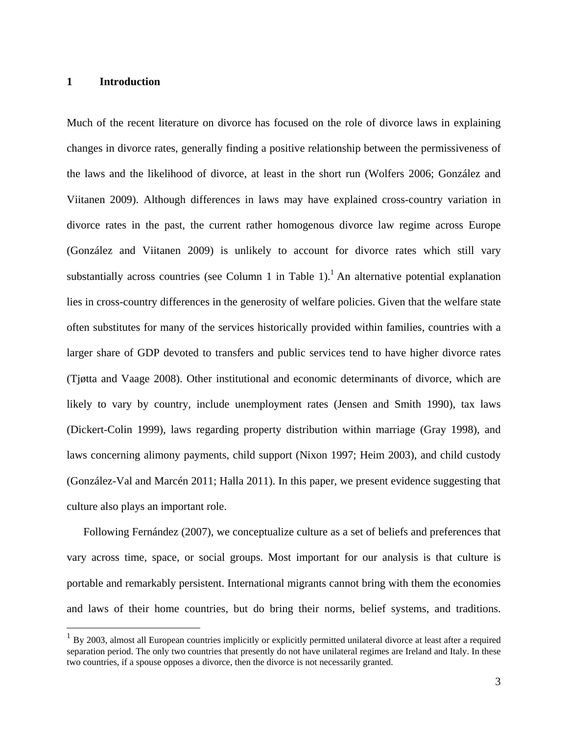## 1 Introduction

Much of the recent literature on divorce has focused on the role of divorce laws in explaining changes in divorce rates, generally finding a positive relationship between the permissiveness of the laws and the likelihood of divorce, at least in the short run (Wolfers 2006; González and Viitanen 2009). Although differences in laws may have explained cross-country variation in divorce rates in the past, the current rather homogenous divorce law regime across Europe (González and Viitanen 2009) is unlikely to account for divorce rates which still vary substantially across countries (see Column 1 in Table 1).[1] An alternative potential explanation lies in cross-country differences in the generosity of welfare policies. Given that the welfare state often substitutes for many of the services historically provided within families, countries with a larger share of GDP devoted to transfers and public services tend to have higher divorce rates (Tjøtta and Vaage 2008). Other institutional and economic determinants of divorce, which are likely to vary by country, include unemployment rates (Jensen and Smith 1990), tax laws (Dickert-Colin 1999), laws regarding property distribution within marriage (Gray 1998), and laws concerning alimony payments, child support (Nixon 1997; Heim 2003), and child custody (González-Val and Marcén 2011; Halla 2011). In this paper, we present evidence suggesting that culture also plays an important role.

Following Fernández (2007), we conceptualize culture as a set of beliefs and preferences that vary across time, space, or social groups. Most important for our analysis is that culture is portable and remarkably persistent. International migrants cannot bring with them the economies and laws of their home countries, but do bring their norms, belief systems, and traditions.

[1] By 2003, almost all European countries implicitly or explicitly permitted unilateral divorce at least after a required separation period. The only two countries that presently do not have unilateral regimes are Ireland and Italy. In these two countries, if a spouse opposes a divorce, then the divorce is not necessarily granted.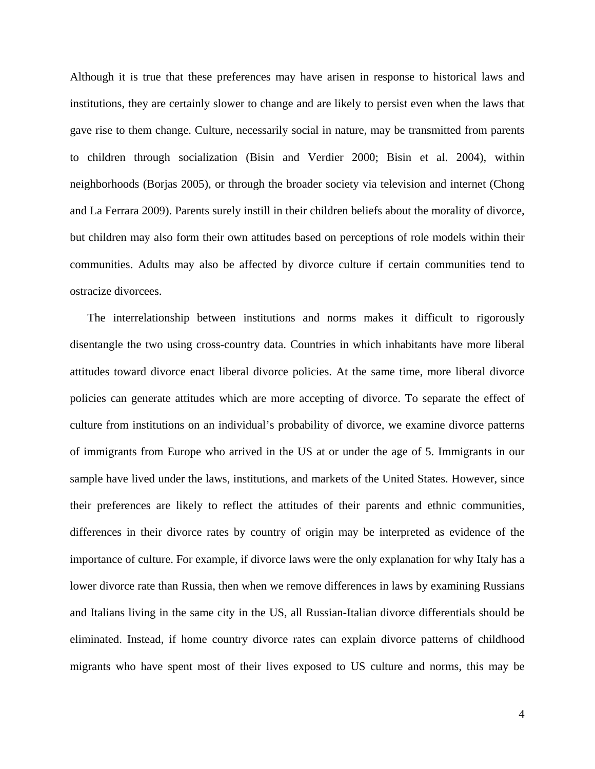Although it is true that these preferences may have arisen in response to historical laws and institutions, they are certainly slower to change and are likely to persist even when the laws that gave rise to them change. Culture, necessarily social in nature, may be transmitted from parents to children through socialization (Bisin and Verdier 2000; Bisin et al. 2004), within neighborhoods (Borjas 2005), or through the broader society via television and internet (Chong and La Ferrara 2009). Parents surely instill in their children beliefs about the morality of divorce, but children may also form their own attitudes based on perceptions of role models within their communities. Adults may also be affected by divorce culture if certain communities tend to ostracize divorcees.

The interrelationship between institutions and norms makes it difficult to rigorously disentangle the two using cross-country data. Countries in which inhabitants have more liberal attitudes toward divorce enact liberal divorce policies. At the same time, more liberal divorce policies can generate attitudes which are more accepting of divorce. To separate the effect of culture from institutions on an individual's probability of divorce, we examine divorce patterns of immigrants from Europe who arrived in the US at or under the age of 5. Immigrants in our sample have lived under the laws, institutions, and markets of the United States. However, since their preferences are likely to reflect the attitudes of their parents and ethnic communities, differences in their divorce rates by country of origin may be interpreted as evidence of the importance of culture. For example, if divorce laws were the only explanation for why Italy has a lower divorce rate than Russia, then when we remove differences in laws by examining Russians and Italians living in the same city in the US, all Russian-Italian divorce differentials should be eliminated. Instead, if home country divorce rates can explain divorce patterns of childhood migrants who have spent most of their lives exposed to US culture and norms, this may be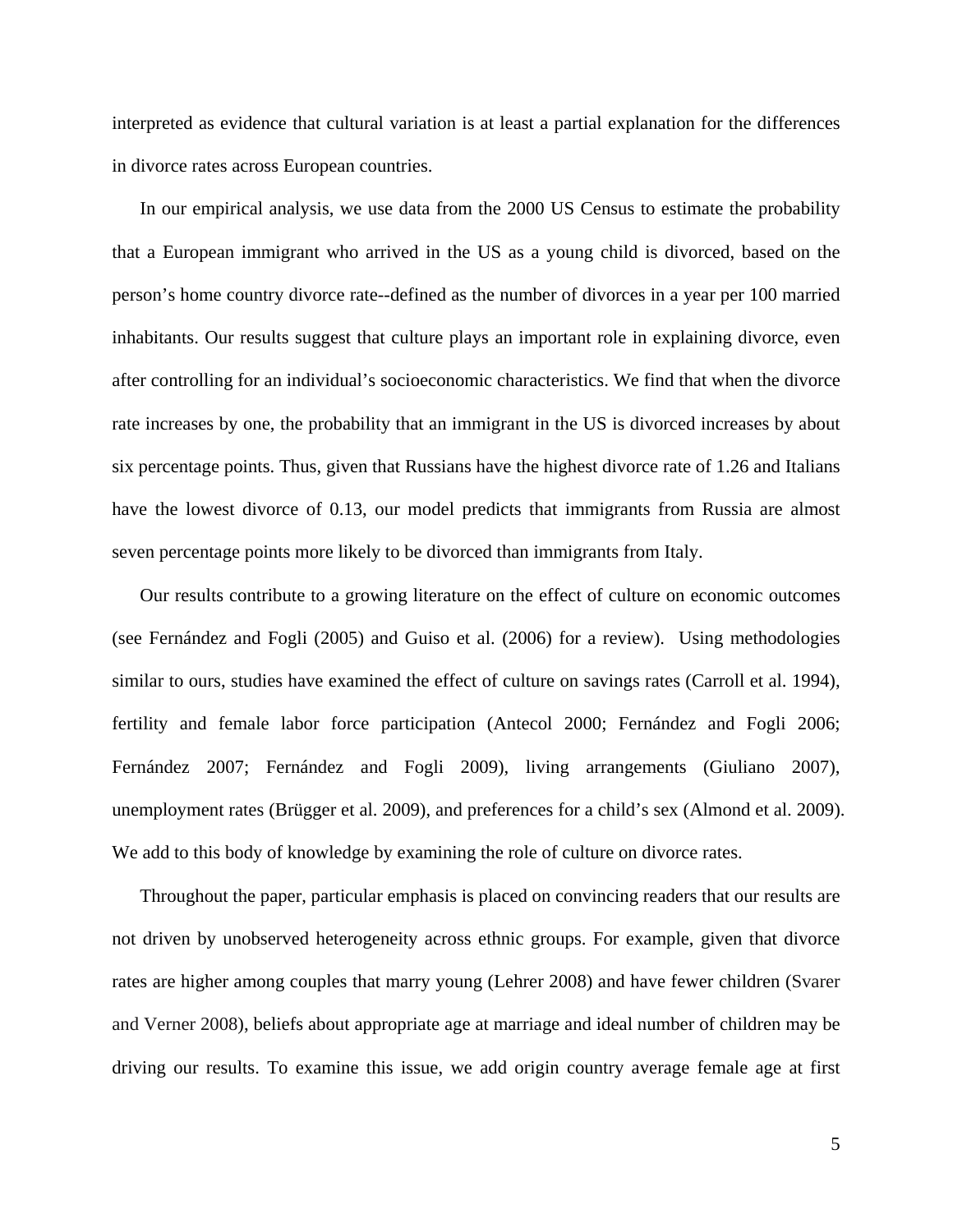interpreted as evidence that cultural variation is at least a partial explanation for the differences in divorce rates across European countries.

In our empirical analysis, we use data from the 2000 US Census to estimate the probability that a European immigrant who arrived in the US as a young child is divorced, based on the person's home country divorce rate--defined as the number of divorces in a year per 100 married inhabitants. Our results suggest that culture plays an important role in explaining divorce, even after controlling for an individual's socioeconomic characteristics. We find that when the divorce rate increases by one, the probability that an immigrant in the US is divorced increases by about six percentage points. Thus, given that Russians have the highest divorce rate of 1.26 and Italians have the lowest divorce of 0.13, our model predicts that immigrants from Russia are almost seven percentage points more likely to be divorced than immigrants from Italy.

Our results contribute to a growing literature on the effect of culture on economic outcomes (see Fernández and Fogli (2005) and Guiso et al. (2006) for a review). Using methodologies similar to ours, studies have examined the effect of culture on savings rates (Carroll et al. 1994), fertility and female labor force participation (Antecol 2000; Fernández and Fogli 2006; Fernández 2007; Fernández and Fogli 2009), living arrangements (Giuliano 2007), unemployment rates (Brügger et al. 2009), and preferences for a child's sex (Almond et al. 2009). We add to this body of knowledge by examining the role of culture on divorce rates.

Throughout the paper, particular emphasis is placed on convincing readers that our results are not driven by unobserved heterogeneity across ethnic groups. For example, given that divorce rates are higher among couples that marry young (Lehrer 2008) and have fewer children (Svarer and Verner 2008), beliefs about appropriate age at marriage and ideal number of children may be driving our results. To examine this issue, we add origin country average female age at first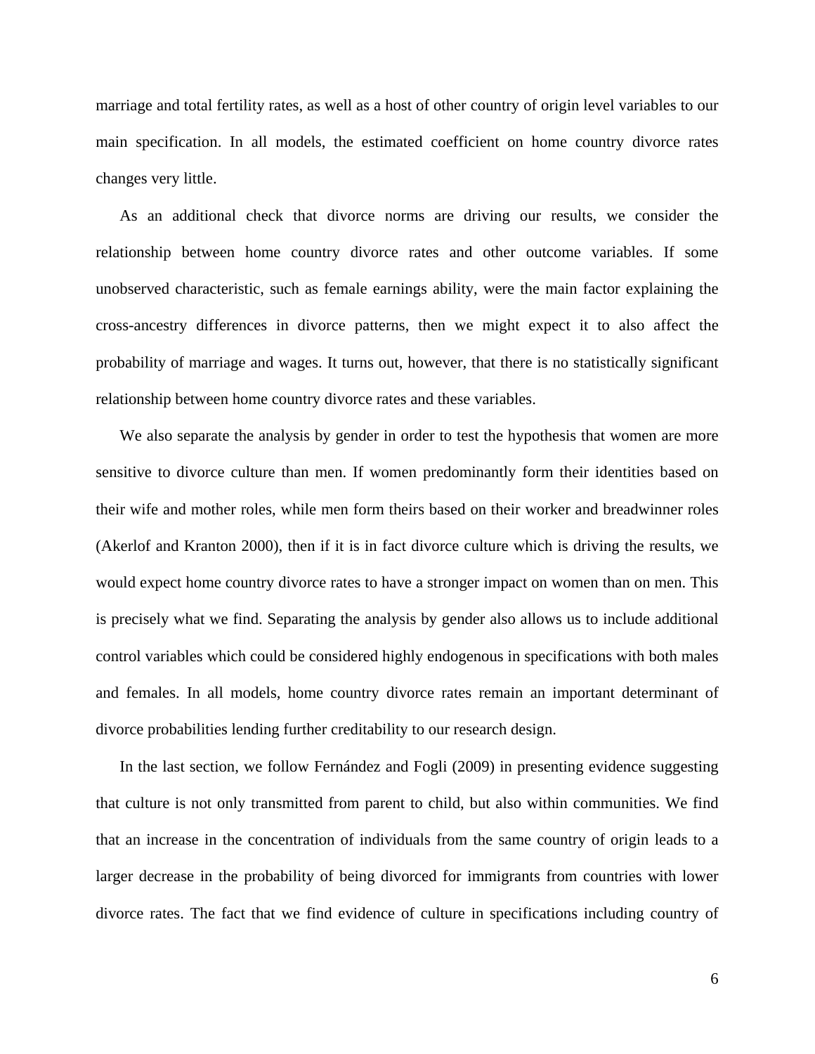marriage and total fertility rates, as well as a host of other country of origin level variables to our main specification. In all models, the estimated coefficient on home country divorce rates changes very little.

As an additional check that divorce norms are driving our results, we consider the relationship between home country divorce rates and other outcome variables. If some unobserved characteristic, such as female earnings ability, were the main factor explaining the cross-ancestry differences in divorce patterns, then we might expect it to also affect the probability of marriage and wages. It turns out, however, that there is no statistically significant relationship between home country divorce rates and these variables.

We also separate the analysis by gender in order to test the hypothesis that women are more sensitive to divorce culture than men. If women predominantly form their identities based on their wife and mother roles, while men form theirs based on their worker and breadwinner roles (Akerlof and Kranton 2000), then if it is in fact divorce culture which is driving the results, we would expect home country divorce rates to have a stronger impact on women than on men. This is precisely what we find. Separating the analysis by gender also allows us to include additional control variables which could be considered highly endogenous in specifications with both males and females. In all models, home country divorce rates remain an important determinant of divorce probabilities lending further creditability to our research design.

In the last section, we follow Fernández and Fogli (2009) in presenting evidence suggesting that culture is not only transmitted from parent to child, but also within communities. We find that an increase in the concentration of individuals from the same country of origin leads to a larger decrease in the probability of being divorced for immigrants from countries with lower divorce rates. The fact that we find evidence of culture in specifications including country of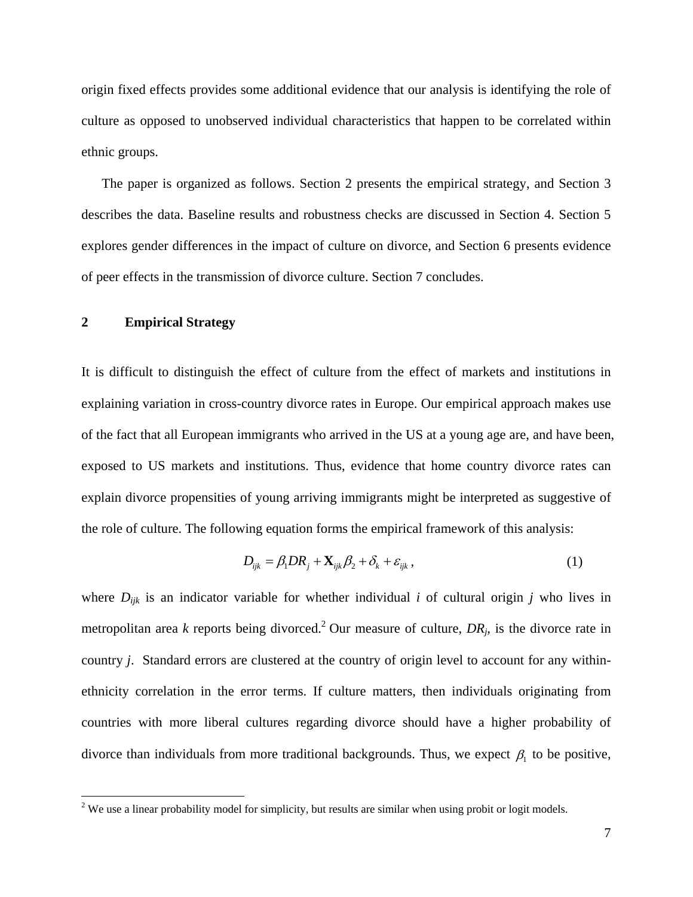origin fixed effects provides some additional evidence that our analysis is identifying the role of culture as opposed to unobserved individual characteristics that happen to be correlated within ethnic groups.

The paper is organized as follows. Section 2 presents the empirical strategy, and Section 3 describes the data. Baseline results and robustness checks are discussed in Section 4. Section 5 explores gender differences in the impact of culture on divorce, and Section 6 presents evidence of peer effects in the transmission of divorce culture. Section 7 concludes.

## 2 Empirical Strategy

It is difficult to distinguish the effect of culture from the effect of markets and institutions in explaining variation in cross-country divorce rates in Europe. Our empirical approach makes use of the fact that all European immigrants who arrived in the US at a young age are, and have been, exposed to US markets and institutions. Thus, evidence that home country divorce rates can explain divorce propensities of young arriving immigrants might be interpreted as suggestive of the role of culture. The following equation forms the empirical framework of this analysis:

$$D_{ijk} = \beta_1 DR_j + \mathbf{X}_{ijk}\beta_2 + \delta_k + \varepsilon_{ijk}, \tag{1}$$

where $D_{ijk}$ is an indicator variable for whether individual *i* of cultural origin *j* who lives in metropolitan area *k* reports being divorced.[2] Our measure of culture, $DR_j$, is the divorce rate in country *j*. Standard errors are clustered at the country of origin level to account for any within-ethnicity correlation in the error terms. If culture matters, then individuals originating from countries with more liberal cultures regarding divorce should have a higher probability of divorce than individuals from more traditional backgrounds. Thus, we expect $\beta_1$ to be positive,

[2] We use a linear probability model for simplicity, but results are similar when using probit or logit models.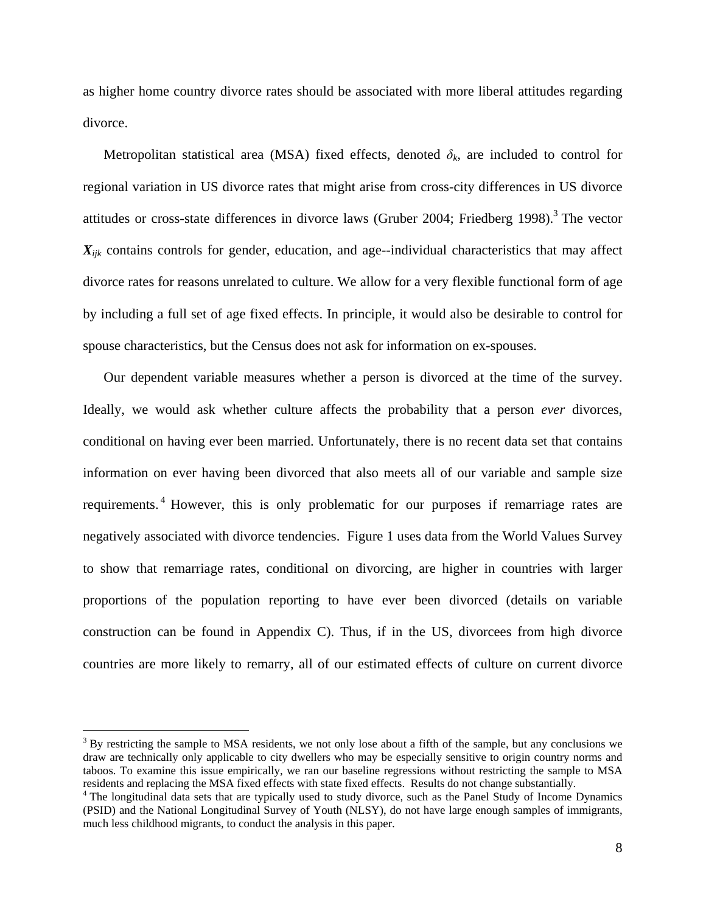as higher home country divorce rates should be associated with more liberal attitudes regarding divorce.

Metropolitan statistical area (MSA) fixed effects, denoted $\delta_k$, are included to control for regional variation in US divorce rates that might arise from cross-city differences in US divorce attitudes or cross-state differences in divorce laws (Gruber 2004; Friedberg 1998).[3] The vector $\boldsymbol{X}_{ijk}$ contains controls for gender, education, and age--individual characteristics that may affect divorce rates for reasons unrelated to culture. We allow for a very flexible functional form of age by including a full set of age fixed effects. In principle, it would also be desirable to control for spouse characteristics, but the Census does not ask for information on ex-spouses.

Our dependent variable measures whether a person is divorced at the time of the survey. Ideally, we would ask whether culture affects the probability that a person *ever* divorces, conditional on having ever been married. Unfortunately, there is no recent data set that contains information on ever having been divorced that also meets all of our variable and sample size requirements.[4] However, this is only problematic for our purposes if remarriage rates are negatively associated with divorce tendencies. Figure 1 uses data from the World Values Survey to show that remarriage rates, conditional on divorcing, are higher in countries with larger proportions of the population reporting to have ever been divorced (details on variable construction can be found in Appendix C). Thus, if in the US, divorcees from high divorce countries are more likely to remarry, all of our estimated effects of culture on current divorce

[3] By restricting the sample to MSA residents, we not only lose about a fifth of the sample, but any conclusions we draw are technically only applicable to city dwellers who may be especially sensitive to origin country norms and taboos. To examine this issue empirically, we ran our baseline regressions without restricting the sample to MSA residents and replacing the MSA fixed effects with state fixed effects. Results do not change substantially.

[4] The longitudinal data sets that are typically used to study divorce, such as the Panel Study of Income Dynamics (PSID) and the National Longitudinal Survey of Youth (NLSY), do not have large enough samples of immigrants, much less childhood migrants, to conduct the analysis in this paper.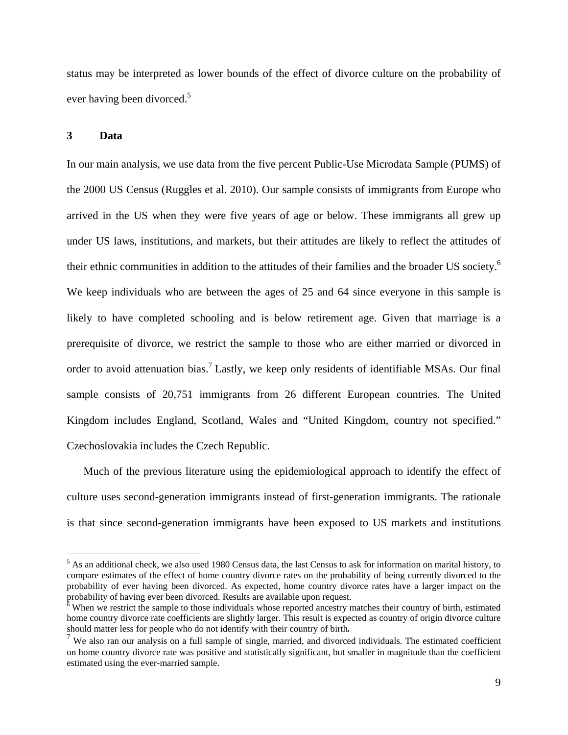status may be interpreted as lower bounds of the effect of divorce culture on the probability of ever having been divorced.[5]

## 3 Data

In our main analysis, we use data from the five percent Public-Use Microdata Sample (PUMS) of the 2000 US Census (Ruggles et al. 2010). Our sample consists of immigrants from Europe who arrived in the US when they were five years of age or below. These immigrants all grew up under US laws, institutions, and markets, but their attitudes are likely to reflect the attitudes of their ethnic communities in addition to the attitudes of their families and the broader US society.[6] We keep individuals who are between the ages of 25 and 64 since everyone in this sample is likely to have completed schooling and is below retirement age. Given that marriage is a prerequisite of divorce, we restrict the sample to those who are either married or divorced in order to avoid attenuation bias.[7] Lastly, we keep only residents of identifiable MSAs. Our final sample consists of 20,751 immigrants from 26 different European countries. The United Kingdom includes England, Scotland, Wales and "United Kingdom, country not specified." Czechoslovakia includes the Czech Republic.

Much of the previous literature using the epidemiological approach to identify the effect of culture uses second-generation immigrants instead of first-generation immigrants. The rationale is that since second-generation immigrants have been exposed to US markets and institutions

---

[5] As an additional check, we also used 1980 Census data, the last Census to ask for information on marital history, to compare estimates of the effect of home country divorce rates on the probability of being currently divorced to the probability of ever having been divorced. As expected, home country divorce rates have a larger impact on the probability of having ever been divorced. Results are available upon request.

[6] When we restrict the sample to those individuals whose reported ancestry matches their country of birth, estimated home country divorce rate coefficients are slightly larger. This result is expected as country of origin divorce culture should matter less for people who do not identify with their country of birth**.**

[7] We also ran our analysis on a full sample of single, married, and divorced individuals. The estimated coefficient on home country divorce rate was positive and statistically significant, but smaller in magnitude than the coefficient estimated using the ever-married sample.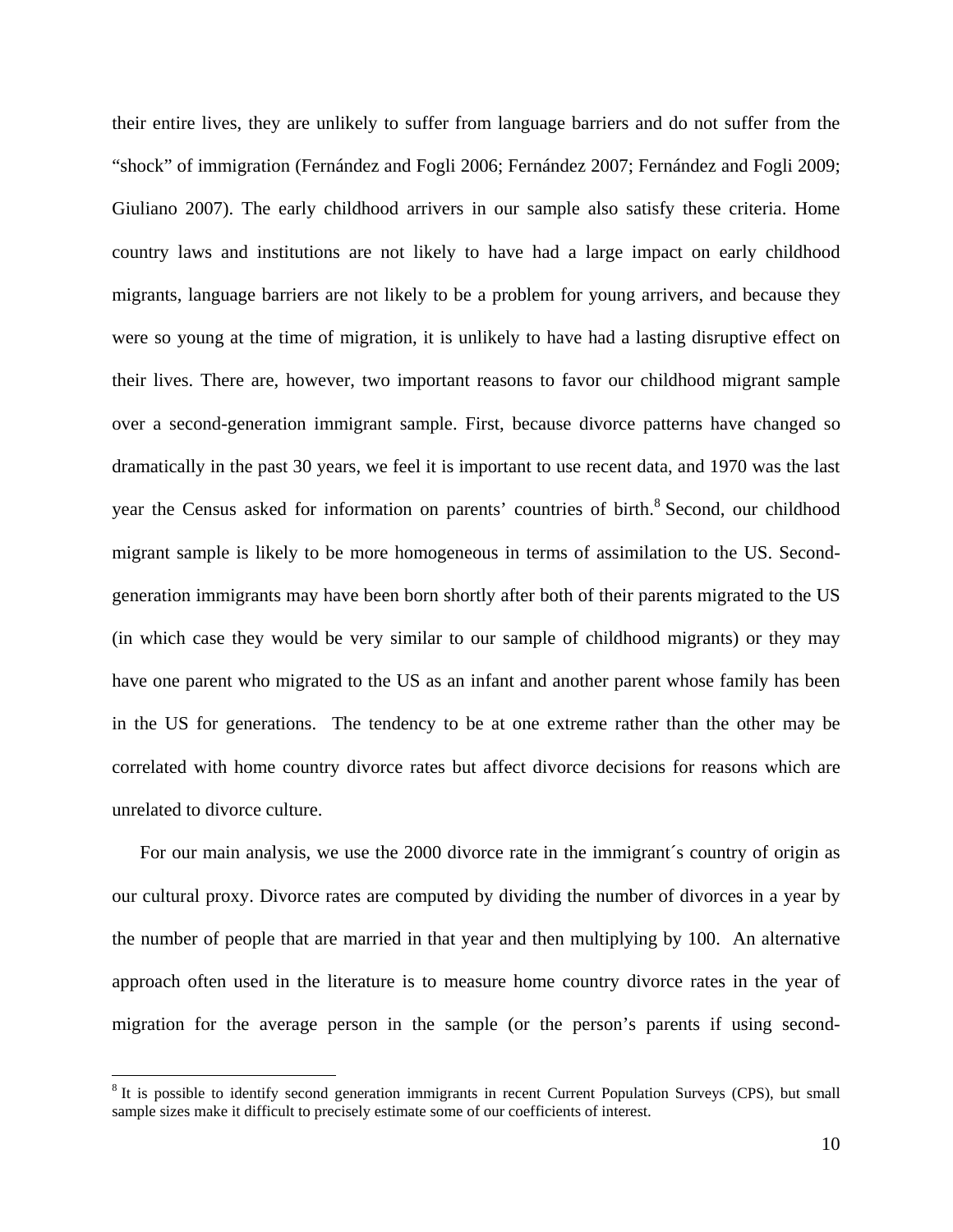their entire lives, they are unlikely to suffer from language barriers and do not suffer from the "shock" of immigration (Fernández and Fogli 2006; Fernández 2007; Fernández and Fogli 2009; Giuliano 2007). The early childhood arrivers in our sample also satisfy these criteria. Home country laws and institutions are not likely to have had a large impact on early childhood migrants, language barriers are not likely to be a problem for young arrivers, and because they were so young at the time of migration, it is unlikely to have had a lasting disruptive effect on their lives. There are, however, two important reasons to favor our childhood migrant sample over a second-generation immigrant sample. First, because divorce patterns have changed so dramatically in the past 30 years, we feel it is important to use recent data, and 1970 was the last year the Census asked for information on parents' countries of birth.[8] Second, our childhood migrant sample is likely to be more homogeneous in terms of assimilation to the US. Second-generation immigrants may have been born shortly after both of their parents migrated to the US (in which case they would be very similar to our sample of childhood migrants) or they may have one parent who migrated to the US as an infant and another parent whose family has been in the US for generations. The tendency to be at one extreme rather than the other may be correlated with home country divorce rates but affect divorce decisions for reasons which are unrelated to divorce culture.

For our main analysis, we use the 2000 divorce rate in the immigrant´s country of origin as our cultural proxy. Divorce rates are computed by dividing the number of divorces in a year by the number of people that are married in that year and then multiplying by 100. An alternative approach often used in the literature is to measure home country divorce rates in the year of migration for the average person in the sample (or the person's parents if using second-

[8] It is possible to identify second generation immigrants in recent Current Population Surveys (CPS), but small sample sizes make it difficult to precisely estimate some of our coefficients of interest.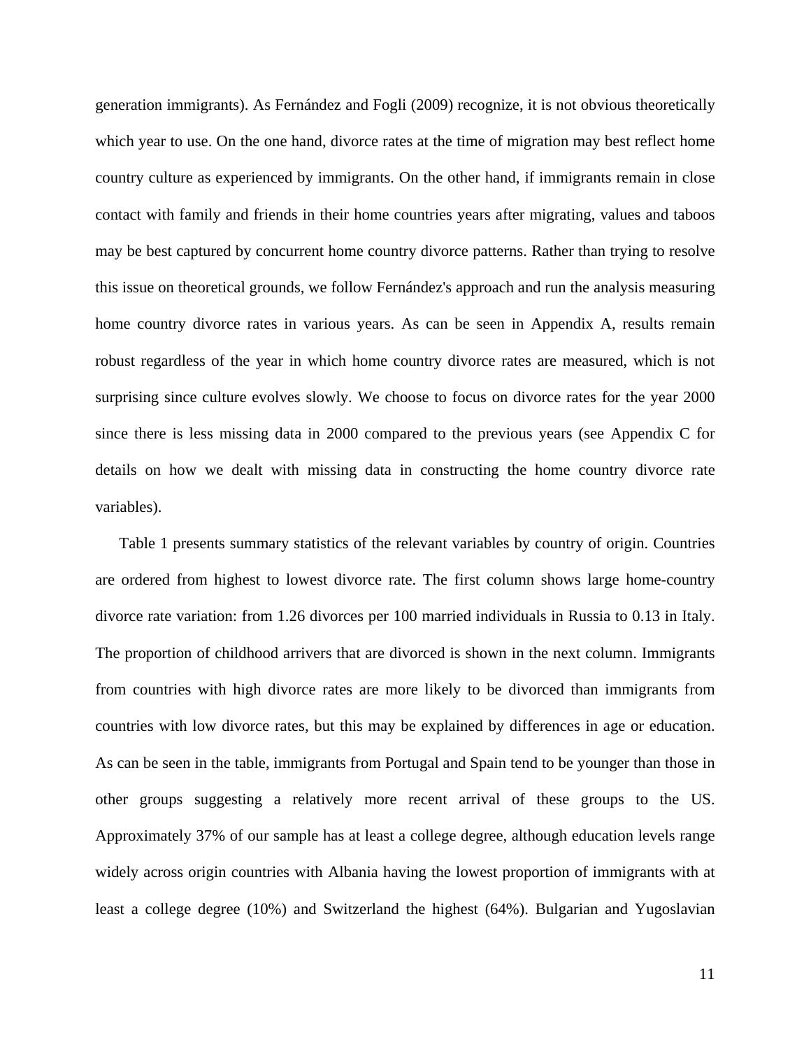generation immigrants). As Fernández and Fogli (2009) recognize, it is not obvious theoretically which year to use. On the one hand, divorce rates at the time of migration may best reflect home country culture as experienced by immigrants. On the other hand, if immigrants remain in close contact with family and friends in their home countries years after migrating, values and taboos may be best captured by concurrent home country divorce patterns. Rather than trying to resolve this issue on theoretical grounds, we follow Fernández's approach and run the analysis measuring home country divorce rates in various years. As can be seen in Appendix A, results remain robust regardless of the year in which home country divorce rates are measured, which is not surprising since culture evolves slowly. We choose to focus on divorce rates for the year 2000 since there is less missing data in 2000 compared to the previous years (see Appendix C for details on how we dealt with missing data in constructing the home country divorce rate variables).

Table 1 presents summary statistics of the relevant variables by country of origin. Countries are ordered from highest to lowest divorce rate. The first column shows large home-country divorce rate variation: from 1.26 divorces per 100 married individuals in Russia to 0.13 in Italy. The proportion of childhood arrivers that are divorced is shown in the next column. Immigrants from countries with high divorce rates are more likely to be divorced than immigrants from countries with low divorce rates, but this may be explained by differences in age or education. As can be seen in the table, immigrants from Portugal and Spain tend to be younger than those in other groups suggesting a relatively more recent arrival of these groups to the US. Approximately 37% of our sample has at least a college degree, although education levels range widely across origin countries with Albania having the lowest proportion of immigrants with at least a college degree (10%) and Switzerland the highest (64%). Bulgarian and Yugoslavian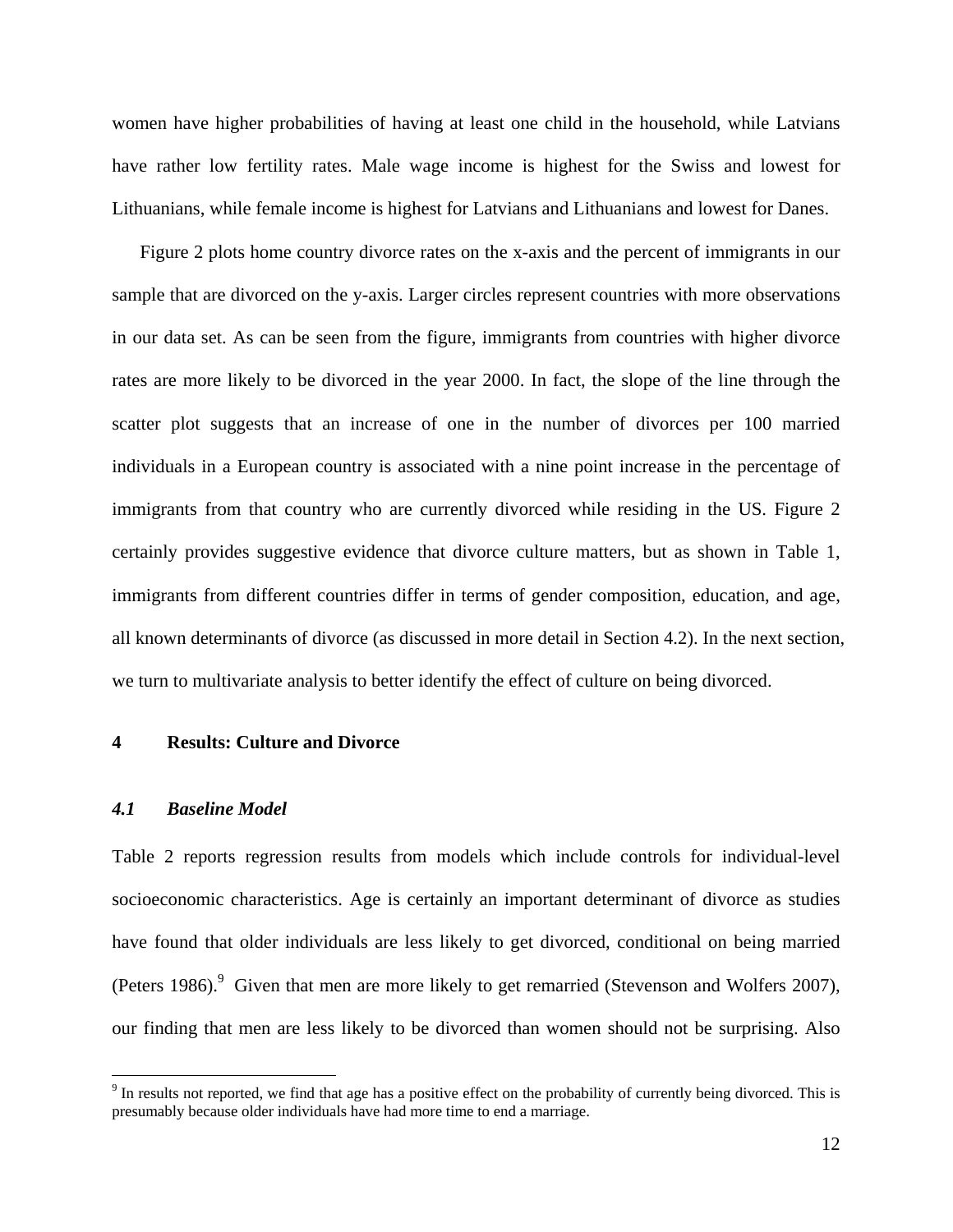women have higher probabilities of having at least one child in the household, while Latvians have rather low fertility rates. Male wage income is highest for the Swiss and lowest for Lithuanians, while female income is highest for Latvians and Lithuanians and lowest for Danes.

Figure 2 plots home country divorce rates on the x-axis and the percent of immigrants in our sample that are divorced on the y-axis. Larger circles represent countries with more observations in our data set. As can be seen from the figure, immigrants from countries with higher divorce rates are more likely to be divorced in the year 2000. In fact, the slope of the line through the scatter plot suggests that an increase of one in the number of divorces per 100 married individuals in a European country is associated with a nine point increase in the percentage of immigrants from that country who are currently divorced while residing in the US. Figure 2 certainly provides suggestive evidence that divorce culture matters, but as shown in Table 1, immigrants from different countries differ in terms of gender composition, education, and age, all known determinants of divorce (as discussed in more detail in Section 4.2). In the next section, we turn to multivariate analysis to better identify the effect of culture on being divorced.

## 4 Results: Culture and Divorce

### *4.1 Baseline Model*

Table 2 reports regression results from models which include controls for individual-level socioeconomic characteristics. Age is certainly an important determinant of divorce as studies have found that older individuals are less likely to get divorced, conditional on being married (Peters 1986).[9] Given that men are more likely to get remarried (Stevenson and Wolfers 2007), our finding that men are less likely to be divorced than women should not be surprising. Also

[9] In results not reported, we find that age has a positive effect on the probability of currently being divorced. This is presumably because older individuals have had more time to end a marriage.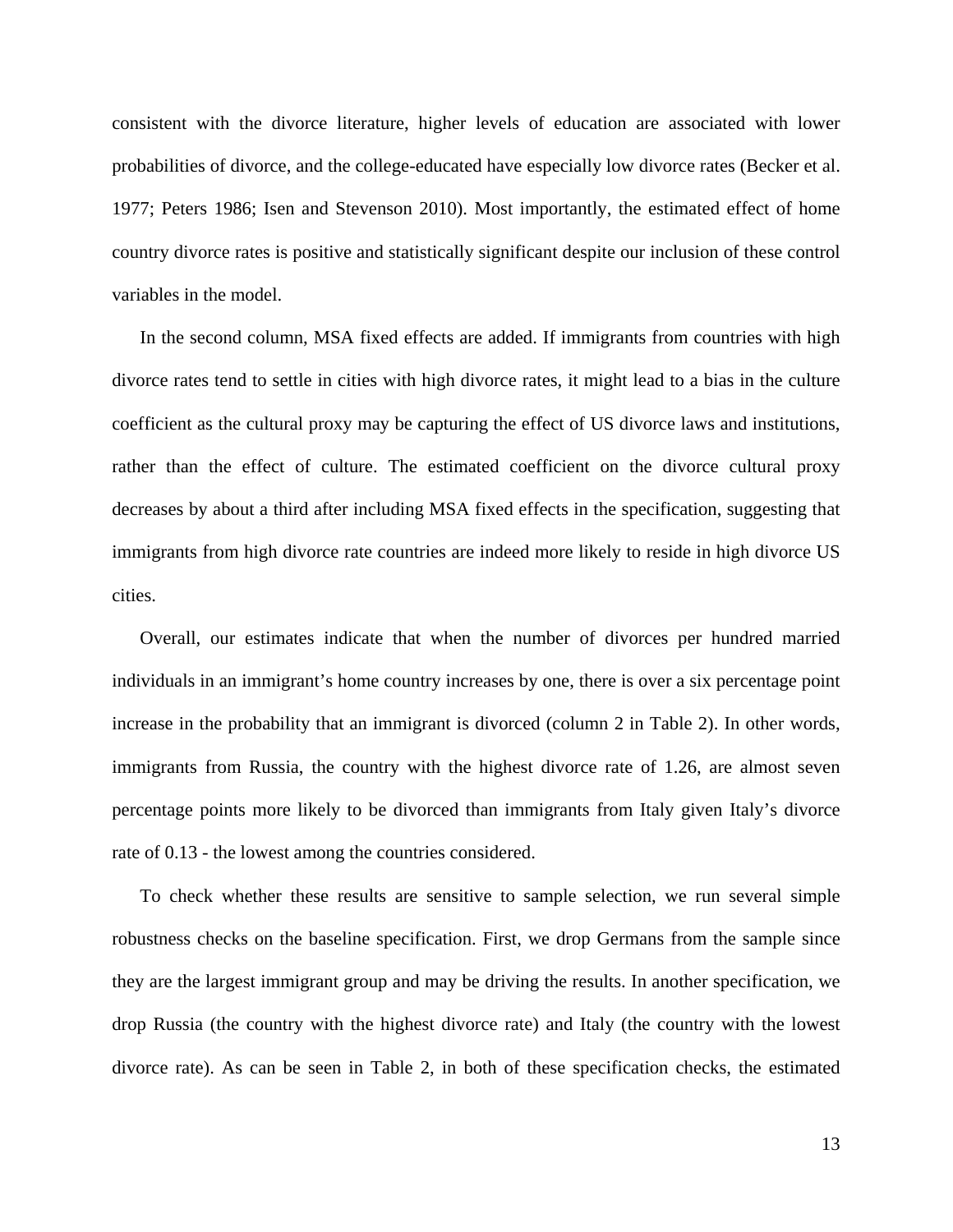consistent with the divorce literature, higher levels of education are associated with lower probabilities of divorce, and the college-educated have especially low divorce rates (Becker et al. 1977; Peters 1986; Isen and Stevenson 2010). Most importantly, the estimated effect of home country divorce rates is positive and statistically significant despite our inclusion of these control variables in the model.

In the second column, MSA fixed effects are added. If immigrants from countries with high divorce rates tend to settle in cities with high divorce rates, it might lead to a bias in the culture coefficient as the cultural proxy may be capturing the effect of US divorce laws and institutions, rather than the effect of culture. The estimated coefficient on the divorce cultural proxy decreases by about a third after including MSA fixed effects in the specification, suggesting that immigrants from high divorce rate countries are indeed more likely to reside in high divorce US cities.

Overall, our estimates indicate that when the number of divorces per hundred married individuals in an immigrant's home country increases by one, there is over a six percentage point increase in the probability that an immigrant is divorced (column 2 in Table 2). In other words, immigrants from Russia, the country with the highest divorce rate of 1.26, are almost seven percentage points more likely to be divorced than immigrants from Italy given Italy's divorce rate of 0.13 - the lowest among the countries considered.

To check whether these results are sensitive to sample selection, we run several simple robustness checks on the baseline specification. First, we drop Germans from the sample since they are the largest immigrant group and may be driving the results. In another specification, we drop Russia (the country with the highest divorce rate) and Italy (the country with the lowest divorce rate). As can be seen in Table 2, in both of these specification checks, the estimated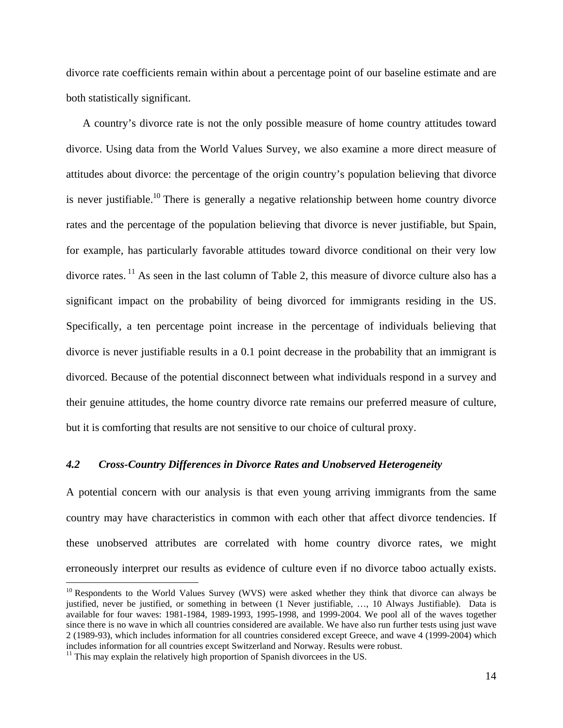divorce rate coefficients remain within about a percentage point of our baseline estimate and are both statistically significant.

A country's divorce rate is not the only possible measure of home country attitudes toward divorce. Using data from the World Values Survey, we also examine a more direct measure of attitudes about divorce: the percentage of the origin country's population believing that divorce is never justifiable.[10] There is generally a negative relationship between home country divorce rates and the percentage of the population believing that divorce is never justifiable, but Spain, for example, has particularly favorable attitudes toward divorce conditional on their very low divorce rates.[11] As seen in the last column of Table 2, this measure of divorce culture also has a significant impact on the probability of being divorced for immigrants residing in the US. Specifically, a ten percentage point increase in the percentage of individuals believing that divorce is never justifiable results in a 0.1 point decrease in the probability that an immigrant is divorced. Because of the potential disconnect between what individuals respond in a survey and their genuine attitudes, the home country divorce rate remains our preferred measure of culture, but it is comforting that results are not sensitive to our choice of cultural proxy.

### *4.2 Cross-Country Differences in Divorce Rates and Unobserved Heterogeneity*

A potential concern with our analysis is that even young arriving immigrants from the same country may have characteristics in common with each other that affect divorce tendencies. If these unobserved attributes are correlated with home country divorce rates, we might erroneously interpret our results as evidence of culture even if no divorce taboo actually exists.

---

[10] Respondents to the World Values Survey (WVS) were asked whether they think that divorce can always be justified, never be justified, or something in between (1 Never justifiable, …, 10 Always Justifiable). Data is available for four waves: 1981-1984, 1989-1993, 1995-1998, and 1999-2004. We pool all of the waves together since there is no wave in which all countries considered are available. We have also run further tests using just wave 2 (1989-93), which includes information for all countries considered except Greece, and wave 4 (1999-2004) which includes information for all countries except Switzerland and Norway. Results were robust.

[11] This may explain the relatively high proportion of Spanish divorcees in the US.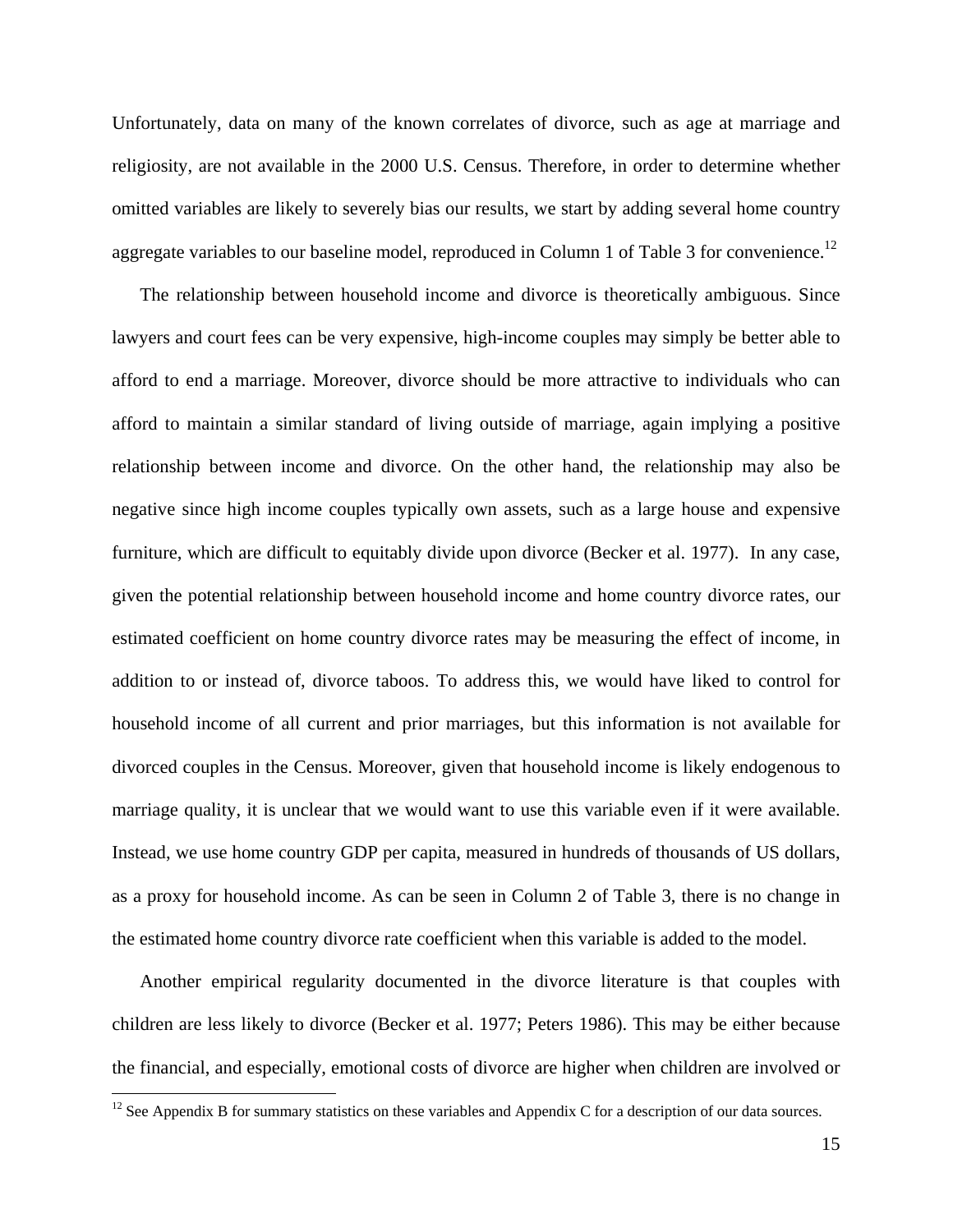Unfortunately, data on many of the known correlates of divorce, such as age at marriage and religiosity, are not available in the 2000 U.S. Census. Therefore, in order to determine whether omitted variables are likely to severely bias our results, we start by adding several home country aggregate variables to our baseline model, reproduced in Column 1 of Table 3 for convenience.[12]

The relationship between household income and divorce is theoretically ambiguous. Since lawyers and court fees can be very expensive, high-income couples may simply be better able to afford to end a marriage. Moreover, divorce should be more attractive to individuals who can afford to maintain a similar standard of living outside of marriage, again implying a positive relationship between income and divorce. On the other hand, the relationship may also be negative since high income couples typically own assets, such as a large house and expensive furniture, which are difficult to equitably divide upon divorce (Becker et al. 1977). In any case, given the potential relationship between household income and home country divorce rates, our estimated coefficient on home country divorce rates may be measuring the effect of income, in addition to or instead of, divorce taboos. To address this, we would have liked to control for household income of all current and prior marriages, but this information is not available for divorced couples in the Census. Moreover, given that household income is likely endogenous to marriage quality, it is unclear that we would want to use this variable even if it were available. Instead, we use home country GDP per capita, measured in hundreds of thousands of US dollars, as a proxy for household income. As can be seen in Column 2 of Table 3, there is no change in the estimated home country divorce rate coefficient when this variable is added to the model.

Another empirical regularity documented in the divorce literature is that couples with children are less likely to divorce (Becker et al. 1977; Peters 1986). This may be either because the financial, and especially, emotional costs of divorce are higher when children are involved or

[12] See Appendix B for summary statistics on these variables and Appendix C for a description of our data sources.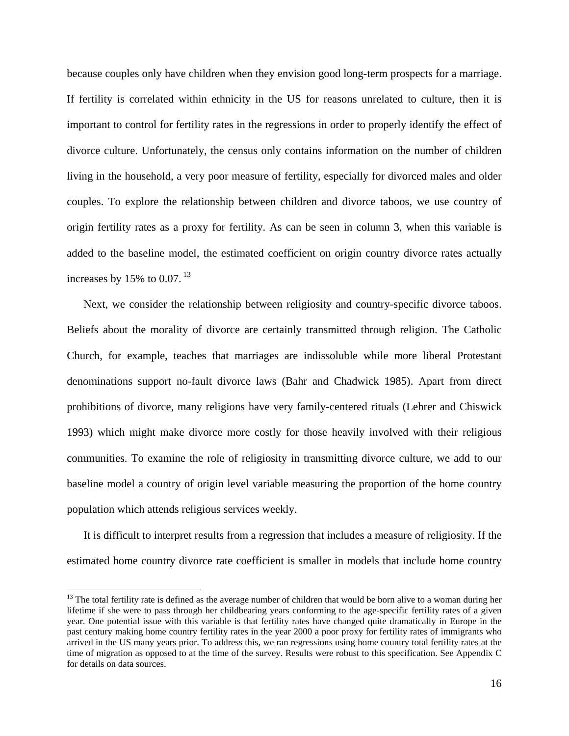because couples only have children when they envision good long-term prospects for a marriage. If fertility is correlated within ethnicity in the US for reasons unrelated to culture, then it is important to control for fertility rates in the regressions in order to properly identify the effect of divorce culture. Unfortunately, the census only contains information on the number of children living in the household, a very poor measure of fertility, especially for divorced males and older couples. To explore the relationship between children and divorce taboos, we use country of origin fertility rates as a proxy for fertility. As can be seen in column 3, when this variable is added to the baseline model, the estimated coefficient on origin country divorce rates actually increases by 15% to 0.07. [13]

Next, we consider the relationship between religiosity and country-specific divorce taboos. Beliefs about the morality of divorce are certainly transmitted through religion. The Catholic Church, for example, teaches that marriages are indissoluble while more liberal Protestant denominations support no-fault divorce laws (Bahr and Chadwick 1985). Apart from direct prohibitions of divorce, many religions have very family-centered rituals (Lehrer and Chiswick 1993) which might make divorce more costly for those heavily involved with their religious communities. To examine the role of religiosity in transmitting divorce culture, we add to our baseline model a country of origin level variable measuring the proportion of the home country population which attends religious services weekly.

It is difficult to interpret results from a regression that includes a measure of religiosity. If the estimated home country divorce rate coefficient is smaller in models that include home country

---

[13] The total fertility rate is defined as the average number of children that would be born alive to a woman during her lifetime if she were to pass through her childbearing years conforming to the age-specific fertility rates of a given year. One potential issue with this variable is that fertility rates have changed quite dramatically in Europe in the past century making home country fertility rates in the year 2000 a poor proxy for fertility rates of immigrants who arrived in the US many years prior. To address this, we ran regressions using home country total fertility rates at the time of migration as opposed to at the time of the survey. Results were robust to this specification. See Appendix C for details on data sources.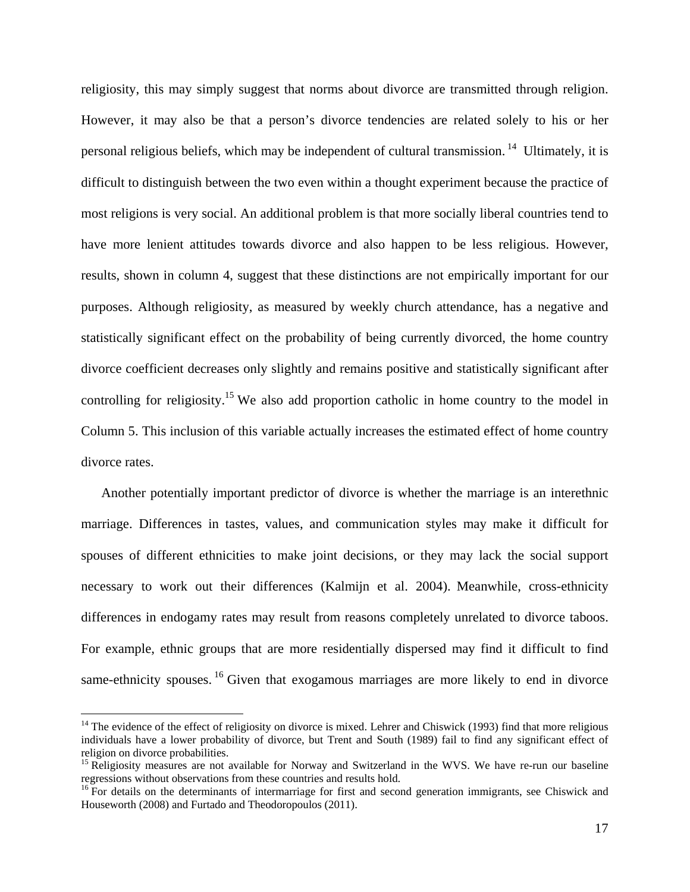religiosity, this may simply suggest that norms about divorce are transmitted through religion. However, it may also be that a person's divorce tendencies are related solely to his or her personal religious beliefs, which may be independent of cultural transmission.[14] Ultimately, it is difficult to distinguish between the two even within a thought experiment because the practice of most religions is very social. An additional problem is that more socially liberal countries tend to have more lenient attitudes towards divorce and also happen to be less religious. However, results, shown in column 4, suggest that these distinctions are not empirically important for our purposes. Although religiosity, as measured by weekly church attendance, has a negative and statistically significant effect on the probability of being currently divorced, the home country divorce coefficient decreases only slightly and remains positive and statistically significant after controlling for religiosity.[15] We also add proportion catholic in home country to the model in Column 5. This inclusion of this variable actually increases the estimated effect of home country divorce rates.

Another potentially important predictor of divorce is whether the marriage is an interethnic marriage. Differences in tastes, values, and communication styles may make it difficult for spouses of different ethnicities to make joint decisions, or they may lack the social support necessary to work out their differences (Kalmijn et al. 2004). Meanwhile, cross-ethnicity differences in endogamy rates may result from reasons completely unrelated to divorce taboos. For example, ethnic groups that are more residentially dispersed may find it difficult to find same-ethnicity spouses.[16] Given that exogamous marriages are more likely to end in divorce

---

[14] The evidence of the effect of religiosity on divorce is mixed. Lehrer and Chiswick (1993) find that more religious individuals have a lower probability of divorce, but Trent and South (1989) fail to find any significant effect of religion on divorce probabilities.

[15] Religiosity measures are not available for Norway and Switzerland in the WVS. We have re-run our baseline regressions without observations from these countries and results hold.

[16] For details on the determinants of intermarriage for first and second generation immigrants, see Chiswick and Houseworth (2008) and Furtado and Theodoropoulos (2011).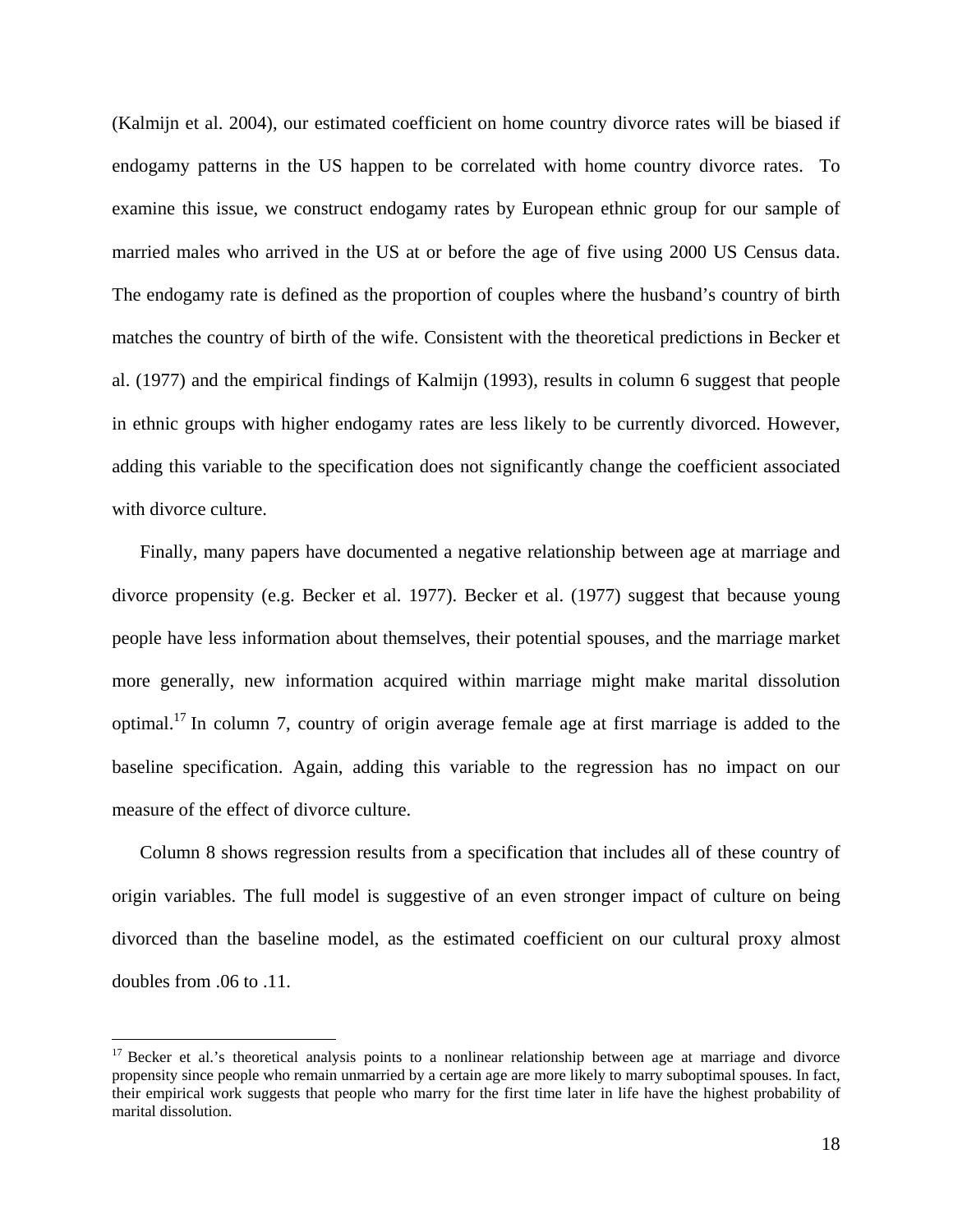(Kalmijn et al. 2004), our estimated coefficient on home country divorce rates will be biased if endogamy patterns in the US happen to be correlated with home country divorce rates. To examine this issue, we construct endogamy rates by European ethnic group for our sample of married males who arrived in the US at or before the age of five using 2000 US Census data. The endogamy rate is defined as the proportion of couples where the husband's country of birth matches the country of birth of the wife. Consistent with the theoretical predictions in Becker et al. (1977) and the empirical findings of Kalmijn (1993), results in column 6 suggest that people in ethnic groups with higher endogamy rates are less likely to be currently divorced. However, adding this variable to the specification does not significantly change the coefficient associated with divorce culture.

Finally, many papers have documented a negative relationship between age at marriage and divorce propensity (e.g. Becker et al. 1977). Becker et al. (1977) suggest that because young people have less information about themselves, their potential spouses, and the marriage market more generally, new information acquired within marriage might make marital dissolution optimal.[17] In column 7, country of origin average female age at first marriage is added to the baseline specification. Again, adding this variable to the regression has no impact on our measure of the effect of divorce culture.

Column 8 shows regression results from a specification that includes all of these country of origin variables. The full model is suggestive of an even stronger impact of culture on being divorced than the baseline model, as the estimated coefficient on our cultural proxy almost doubles from .06 to .11.

---

[17] Becker et al.'s theoretical analysis points to a nonlinear relationship between age at marriage and divorce propensity since people who remain unmarried by a certain age are more likely to marry suboptimal spouses. In fact, their empirical work suggests that people who marry for the first time later in life have the highest probability of marital dissolution.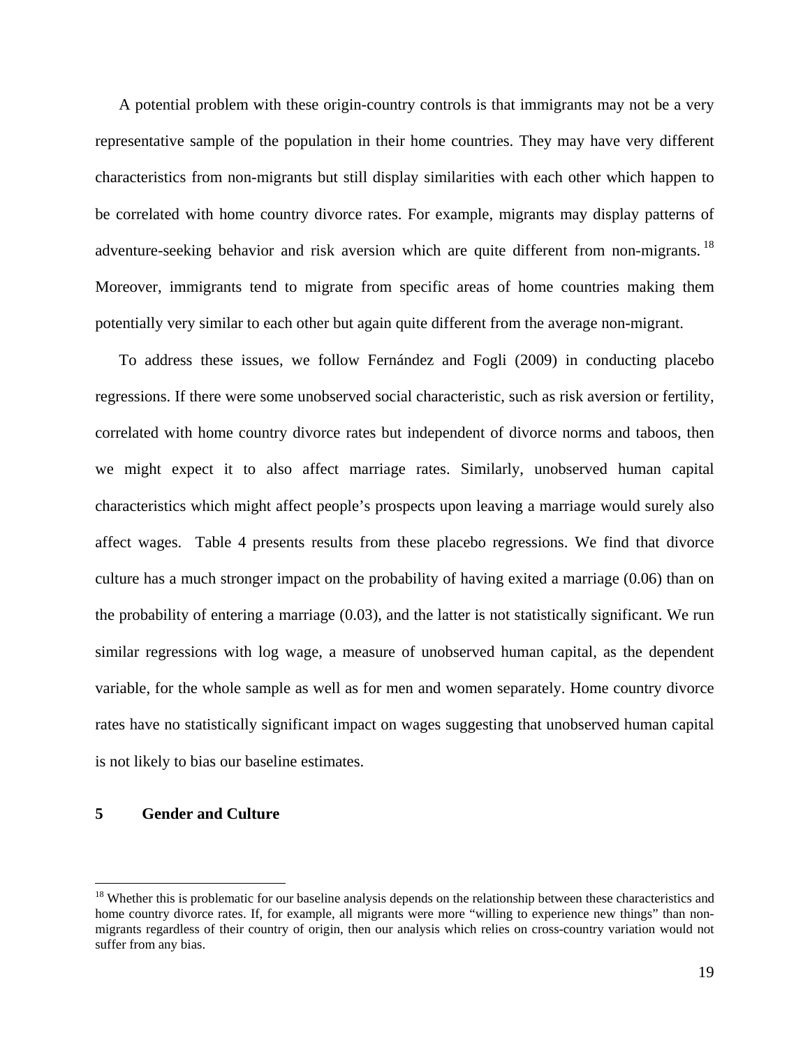A potential problem with these origin-country controls is that immigrants may not be a very representative sample of the population in their home countries. They may have very different characteristics from non-migrants but still display similarities with each other which happen to be correlated with home country divorce rates. For example, migrants may display patterns of adventure-seeking behavior and risk aversion which are quite different from non-migrants.[18] Moreover, immigrants tend to migrate from specific areas of home countries making them potentially very similar to each other but again quite different from the average non-migrant.

To address these issues, we follow Fernández and Fogli (2009) in conducting placebo regressions. If there were some unobserved social characteristic, such as risk aversion or fertility, correlated with home country divorce rates but independent of divorce norms and taboos, then we might expect it to also affect marriage rates. Similarly, unobserved human capital characteristics which might affect people's prospects upon leaving a marriage would surely also affect wages. Table 4 presents results from these placebo regressions. We find that divorce culture has a much stronger impact on the probability of having exited a marriage (0.06) than on the probability of entering a marriage (0.03), and the latter is not statistically significant. We run similar regressions with log wage, a measure of unobserved human capital, as the dependent variable, for the whole sample as well as for men and women separately. Home country divorce rates have no statistically significant impact on wages suggesting that unobserved human capital is not likely to bias our baseline estimates.

## 5 Gender and Culture

[18] Whether this is problematic for our baseline analysis depends on the relationship between these characteristics and home country divorce rates. If, for example, all migrants were more "willing to experience new things" than non-migrants regardless of their country of origin, then our analysis which relies on cross-country variation would not suffer from any bias.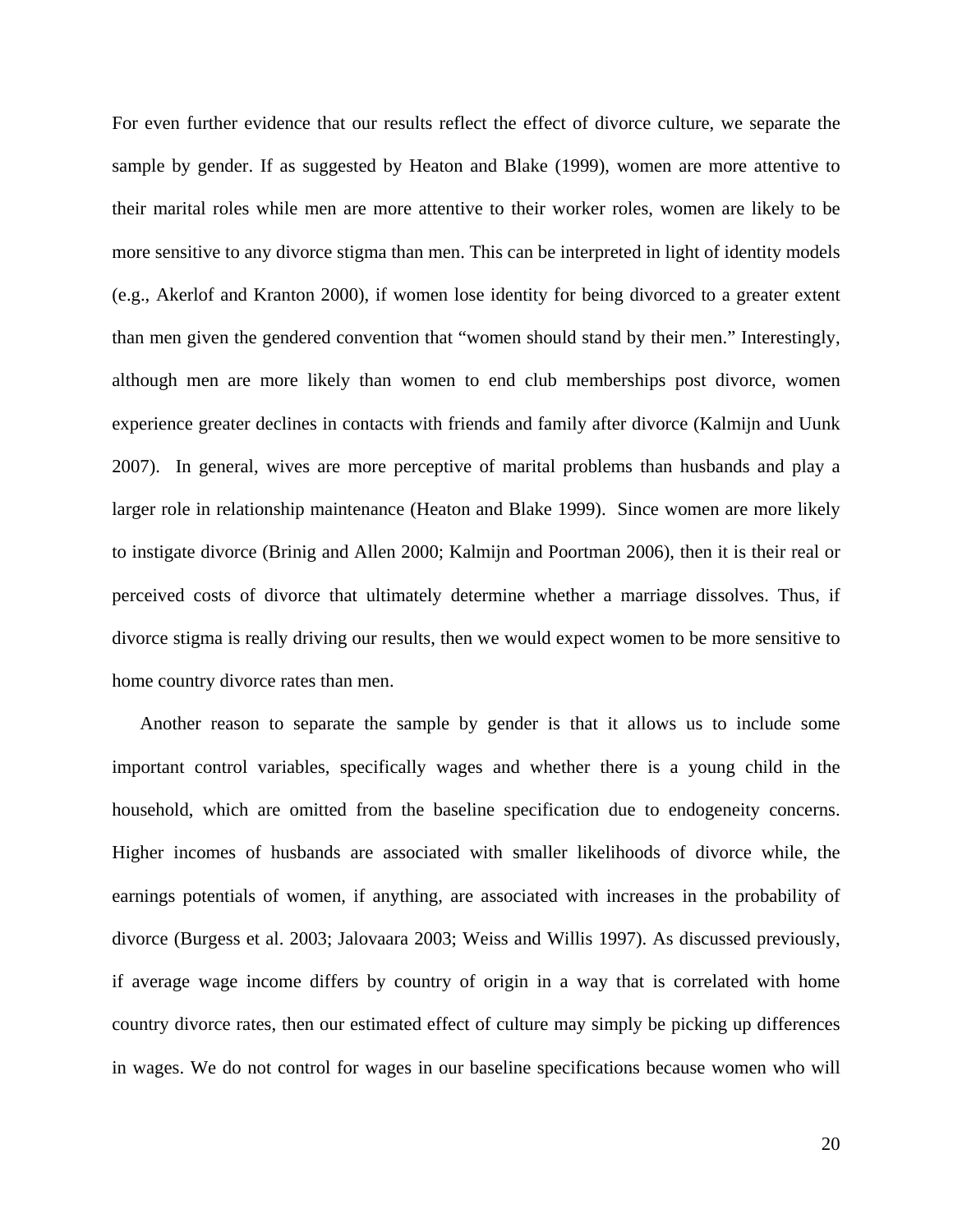For even further evidence that our results reflect the effect of divorce culture, we separate the sample by gender. If as suggested by Heaton and Blake (1999), women are more attentive to their marital roles while men are more attentive to their worker roles, women are likely to be more sensitive to any divorce stigma than men. This can be interpreted in light of identity models (e.g., Akerlof and Kranton 2000), if women lose identity for being divorced to a greater extent than men given the gendered convention that "women should stand by their men." Interestingly, although men are more likely than women to end club memberships post divorce, women experience greater declines in contacts with friends and family after divorce (Kalmijn and Uunk 2007). In general, wives are more perceptive of marital problems than husbands and play a larger role in relationship maintenance (Heaton and Blake 1999). Since women are more likely to instigate divorce (Brinig and Allen 2000; Kalmijn and Poortman 2006), then it is their real or perceived costs of divorce that ultimately determine whether a marriage dissolves. Thus, if divorce stigma is really driving our results, then we would expect women to be more sensitive to home country divorce rates than men.

Another reason to separate the sample by gender is that it allows us to include some important control variables, specifically wages and whether there is a young child in the household, which are omitted from the baseline specification due to endogeneity concerns. Higher incomes of husbands are associated with smaller likelihoods of divorce while, the earnings potentials of women, if anything, are associated with increases in the probability of divorce (Burgess et al. 2003; Jalovaara 2003; Weiss and Willis 1997). As discussed previously, if average wage income differs by country of origin in a way that is correlated with home country divorce rates, then our estimated effect of culture may simply be picking up differences in wages. We do not control for wages in our baseline specifications because women who will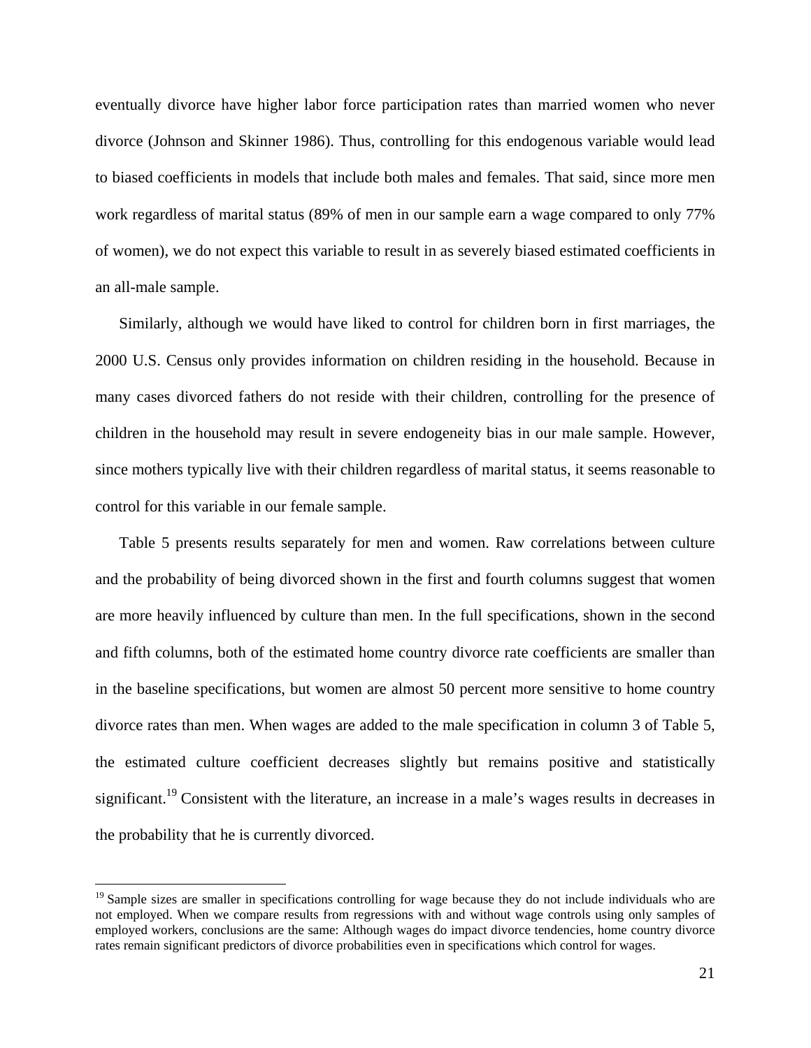eventually divorce have higher labor force participation rates than married women who never divorce (Johnson and Skinner 1986). Thus, controlling for this endogenous variable would lead to biased coefficients in models that include both males and females. That said, since more men work regardless of marital status (89% of men in our sample earn a wage compared to only 77% of women), we do not expect this variable to result in as severely biased estimated coefficients in an all-male sample.

Similarly, although we would have liked to control for children born in first marriages, the 2000 U.S. Census only provides information on children residing in the household. Because in many cases divorced fathers do not reside with their children, controlling for the presence of children in the household may result in severe endogeneity bias in our male sample. However, since mothers typically live with their children regardless of marital status, it seems reasonable to control for this variable in our female sample.

Table 5 presents results separately for men and women. Raw correlations between culture and the probability of being divorced shown in the first and fourth columns suggest that women are more heavily influenced by culture than men. In the full specifications, shown in the second and fifth columns, both of the estimated home country divorce rate coefficients are smaller than in the baseline specifications, but women are almost 50 percent more sensitive to home country divorce rates than men. When wages are added to the male specification in column 3 of Table 5, the estimated culture coefficient decreases slightly but remains positive and statistically significant.[19] Consistent with the literature, an increase in a male's wages results in decreases in the probability that he is currently divorced.

[19] Sample sizes are smaller in specifications controlling for wage because they do not include individuals who are not employed. When we compare results from regressions with and without wage controls using only samples of employed workers, conclusions are the same: Although wages do impact divorce tendencies, home country divorce rates remain significant predictors of divorce probabilities even in specifications which control for wages.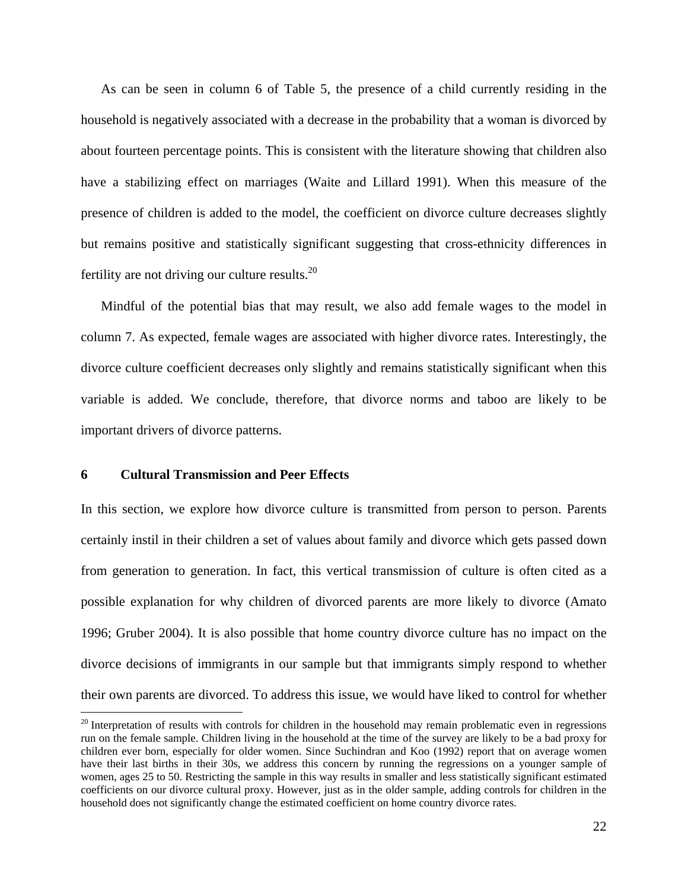As can be seen in column 6 of Table 5, the presence of a child currently residing in the household is negatively associated with a decrease in the probability that a woman is divorced by about fourteen percentage points. This is consistent with the literature showing that children also have a stabilizing effect on marriages (Waite and Lillard 1991). When this measure of the presence of children is added to the model, the coefficient on divorce culture decreases slightly but remains positive and statistically significant suggesting that cross-ethnicity differences in fertility are not driving our culture results.[20]

Mindful of the potential bias that may result, we also add female wages to the model in column 7. As expected, female wages are associated with higher divorce rates. Interestingly, the divorce culture coefficient decreases only slightly and remains statistically significant when this variable is added. We conclude, therefore, that divorce norms and taboo are likely to be important drivers of divorce patterns.

## 6 Cultural Transmission and Peer Effects

In this section, we explore how divorce culture is transmitted from person to person. Parents certainly instil in their children a set of values about family and divorce which gets passed down from generation to generation. In fact, this vertical transmission of culture is often cited as a possible explanation for why children of divorced parents are more likely to divorce (Amato 1996; Gruber 2004). It is also possible that home country divorce culture has no impact on the divorce decisions of immigrants in our sample but that immigrants simply respond to whether their own parents are divorced. To address this issue, we would have liked to control for whether

---

[20] Interpretation of results with controls for children in the household may remain problematic even in regressions run on the female sample. Children living in the household at the time of the survey are likely to be a bad proxy for children ever born, especially for older women. Since Suchindran and Koo (1992) report that on average women have their last births in their 30s, we address this concern by running the regressions on a younger sample of women, ages 25 to 50. Restricting the sample in this way results in smaller and less statistically significant estimated coefficients on our divorce cultural proxy. However, just as in the older sample, adding controls for children in the household does not significantly change the estimated coefficient on home country divorce rates.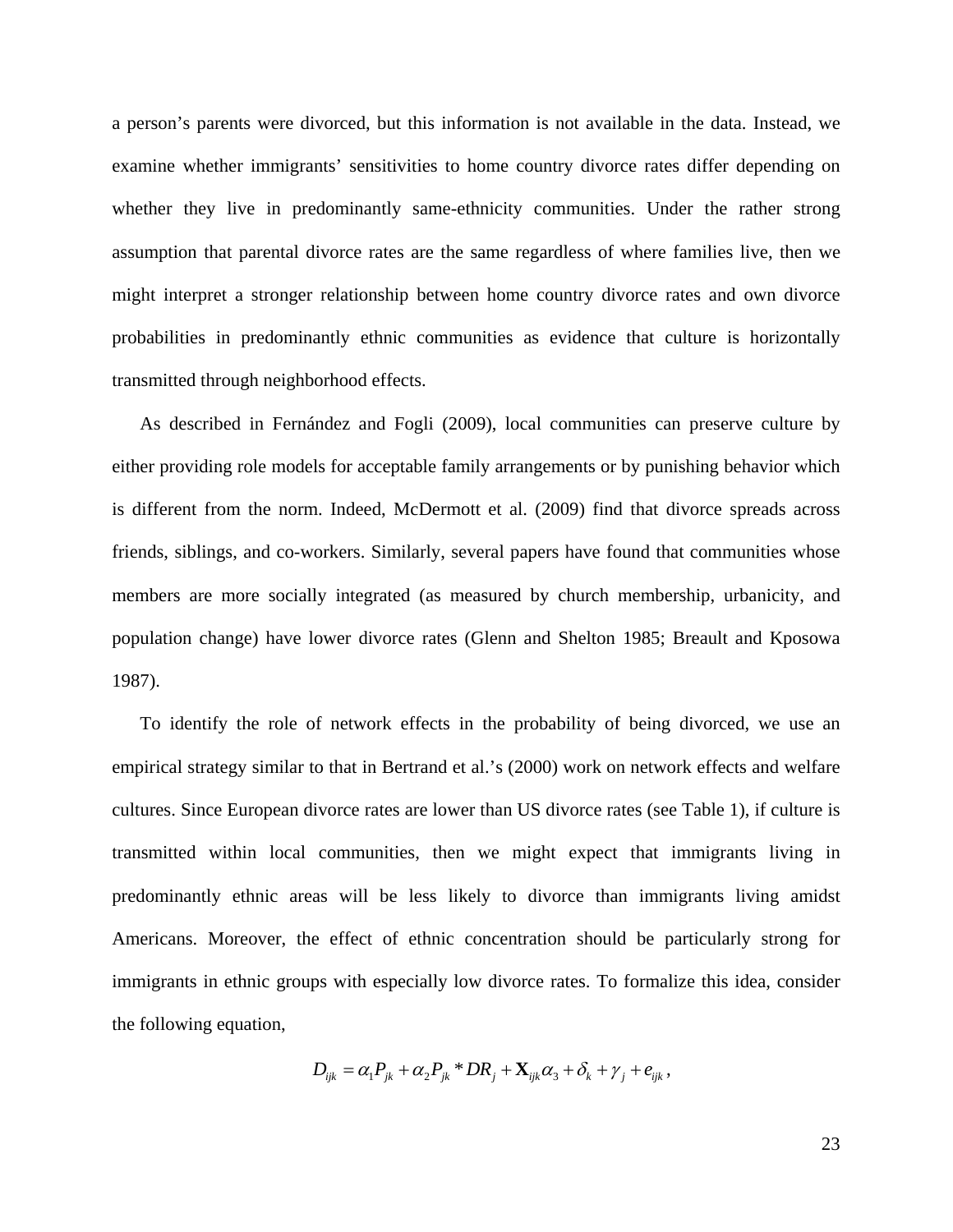a person's parents were divorced, but this information is not available in the data. Instead, we examine whether immigrants' sensitivities to home country divorce rates differ depending on whether they live in predominantly same-ethnicity communities. Under the rather strong assumption that parental divorce rates are the same regardless of where families live, then we might interpret a stronger relationship between home country divorce rates and own divorce probabilities in predominantly ethnic communities as evidence that culture is horizontally transmitted through neighborhood effects.

As described in Fernández and Fogli (2009), local communities can preserve culture by either providing role models for acceptable family arrangements or by punishing behavior which is different from the norm. Indeed, McDermott et al. (2009) find that divorce spreads across friends, siblings, and co-workers. Similarly, several papers have found that communities whose members are more socially integrated (as measured by church membership, urbanicity, and population change) have lower divorce rates (Glenn and Shelton 1985; Breault and Kposowa 1987).

To identify the role of network effects in the probability of being divorced, we use an empirical strategy similar to that in Bertrand et al.'s (2000) work on network effects and welfare cultures. Since European divorce rates are lower than US divorce rates (see Table 1), if culture is transmitted within local communities, then we might expect that immigrants living in predominantly ethnic areas will be less likely to divorce than immigrants living amidst Americans. Moreover, the effect of ethnic concentration should be particularly strong for immigrants in ethnic groups with especially low divorce rates. To formalize this idea, consider the following equation,

$$D_{ijk} = \alpha_1 P_{jk} + \alpha_2 P_{jk} * DR_j + \mathbf{X}_{ijk}\alpha_3 + \delta_k + \gamma_j + e_{ijk},$$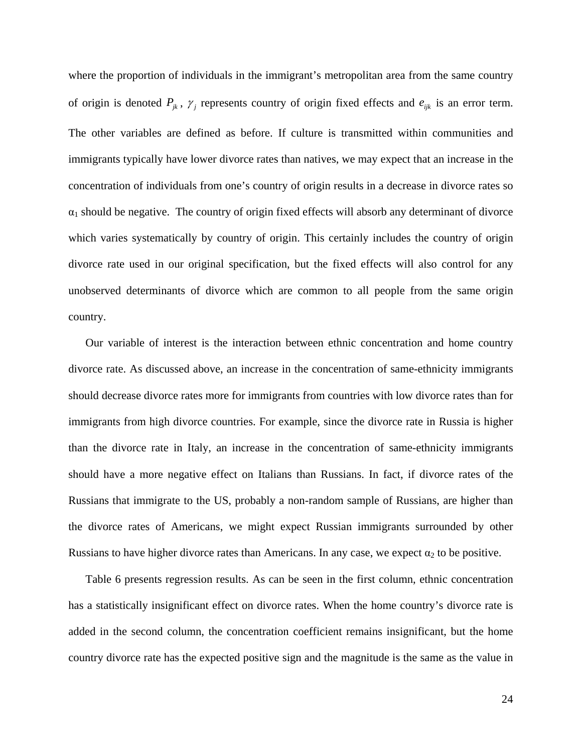where the proportion of individuals in the immigrant's metropolitan area from the same country of origin is denoted $P_{jk}$, $\gamma_j$ represents country of origin fixed effects and $e_{ijk}$ is an error term. The other variables are defined as before. If culture is transmitted within communities and immigrants typically have lower divorce rates than natives, we may expect that an increase in the concentration of individuals from one's country of origin results in a decrease in divorce rates so $\alpha_1$ should be negative. The country of origin fixed effects will absorb any determinant of divorce which varies systematically by country of origin. This certainly includes the country of origin divorce rate used in our original specification, but the fixed effects will also control for any unobserved determinants of divorce which are common to all people from the same origin country.

Our variable of interest is the interaction between ethnic concentration and home country divorce rate. As discussed above, an increase in the concentration of same-ethnicity immigrants should decrease divorce rates more for immigrants from countries with low divorce rates than for immigrants from high divorce countries. For example, since the divorce rate in Russia is higher than the divorce rate in Italy, an increase in the concentration of same-ethnicity immigrants should have a more negative effect on Italians than Russians. In fact, if divorce rates of the Russians that immigrate to the US, probably a non-random sample of Russians, are higher than the divorce rates of Americans, we might expect Russian immigrants surrounded by other Russians to have higher divorce rates than Americans. In any case, we expect $\alpha_2$ to be positive.

Table 6 presents regression results. As can be seen in the first column, ethnic concentration has a statistically insignificant effect on divorce rates. When the home country's divorce rate is added in the second column, the concentration coefficient remains insignificant, but the home country divorce rate has the expected positive sign and the magnitude is the same as the value in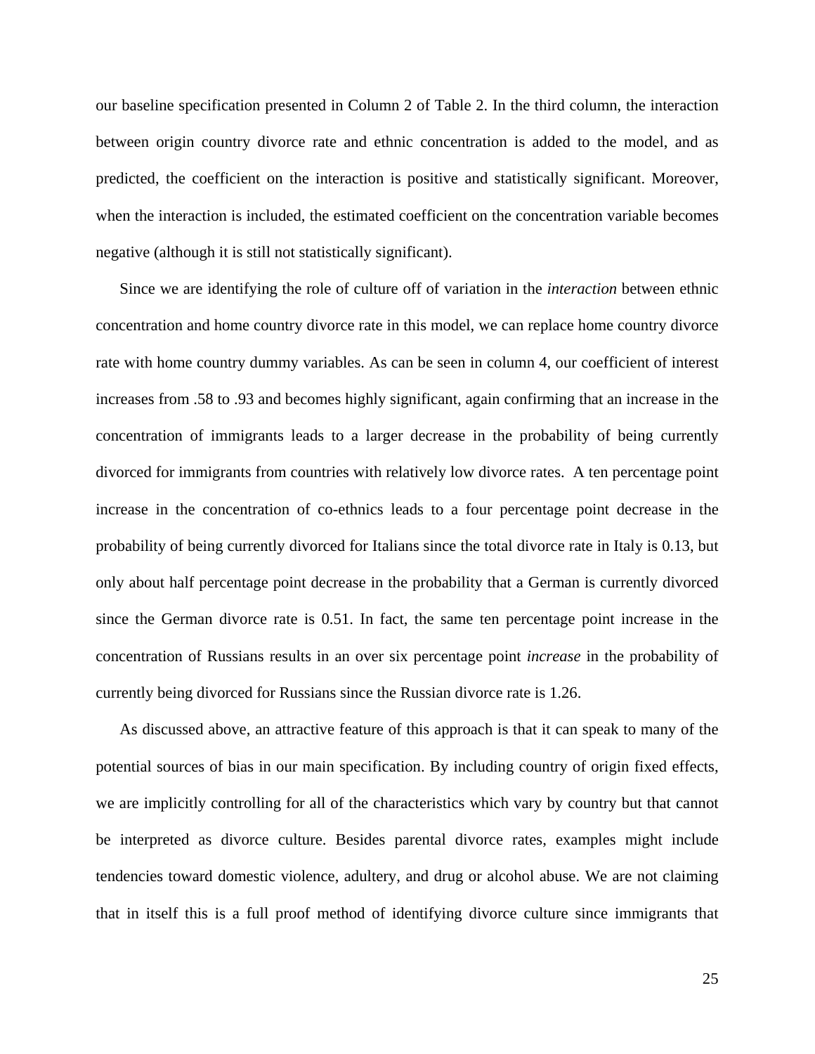our baseline specification presented in Column 2 of Table 2. In the third column, the interaction between origin country divorce rate and ethnic concentration is added to the model, and as predicted, the coefficient on the interaction is positive and statistically significant. Moreover, when the interaction is included, the estimated coefficient on the concentration variable becomes negative (although it is still not statistically significant).

Since we are identifying the role of culture off of variation in the *interaction* between ethnic concentration and home country divorce rate in this model, we can replace home country divorce rate with home country dummy variables. As can be seen in column 4, our coefficient of interest increases from .58 to .93 and becomes highly significant, again confirming that an increase in the concentration of immigrants leads to a larger decrease in the probability of being currently divorced for immigrants from countries with relatively low divorce rates. A ten percentage point increase in the concentration of co-ethnics leads to a four percentage point decrease in the probability of being currently divorced for Italians since the total divorce rate in Italy is 0.13, but only about half percentage point decrease in the probability that a German is currently divorced since the German divorce rate is 0.51. In fact, the same ten percentage point increase in the concentration of Russians results in an over six percentage point *increase* in the probability of currently being divorced for Russians since the Russian divorce rate is 1.26.

As discussed above, an attractive feature of this approach is that it can speak to many of the potential sources of bias in our main specification. By including country of origin fixed effects, we are implicitly controlling for all of the characteristics which vary by country but that cannot be interpreted as divorce culture. Besides parental divorce rates, examples might include tendencies toward domestic violence, adultery, and drug or alcohol abuse. We are not claiming that in itself this is a full proof method of identifying divorce culture since immigrants that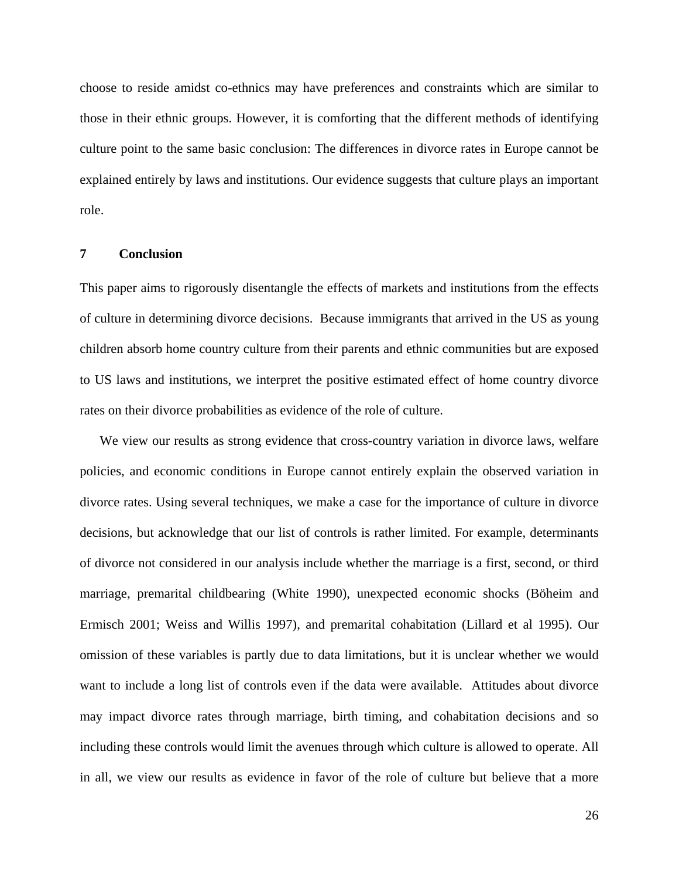choose to reside amidst co-ethnics may have preferences and constraints which are similar to those in their ethnic groups. However, it is comforting that the different methods of identifying culture point to the same basic conclusion: The differences in divorce rates in Europe cannot be explained entirely by laws and institutions. Our evidence suggests that culture plays an important role.

## 7 Conclusion

This paper aims to rigorously disentangle the effects of markets and institutions from the effects of culture in determining divorce decisions. Because immigrants that arrived in the US as young children absorb home country culture from their parents and ethnic communities but are exposed to US laws and institutions, we interpret the positive estimated effect of home country divorce rates on their divorce probabilities as evidence of the role of culture.

We view our results as strong evidence that cross-country variation in divorce laws, welfare policies, and economic conditions in Europe cannot entirely explain the observed variation in divorce rates. Using several techniques, we make a case for the importance of culture in divorce decisions, but acknowledge that our list of controls is rather limited. For example, determinants of divorce not considered in our analysis include whether the marriage is a first, second, or third marriage, premarital childbearing (White 1990), unexpected economic shocks (Böheim and Ermisch 2001; Weiss and Willis 1997), and premarital cohabitation (Lillard et al 1995). Our omission of these variables is partly due to data limitations, but it is unclear whether we would want to include a long list of controls even if the data were available. Attitudes about divorce may impact divorce rates through marriage, birth timing, and cohabitation decisions and so including these controls would limit the avenues through which culture is allowed to operate. All in all, we view our results as evidence in favor of the role of culture but believe that a more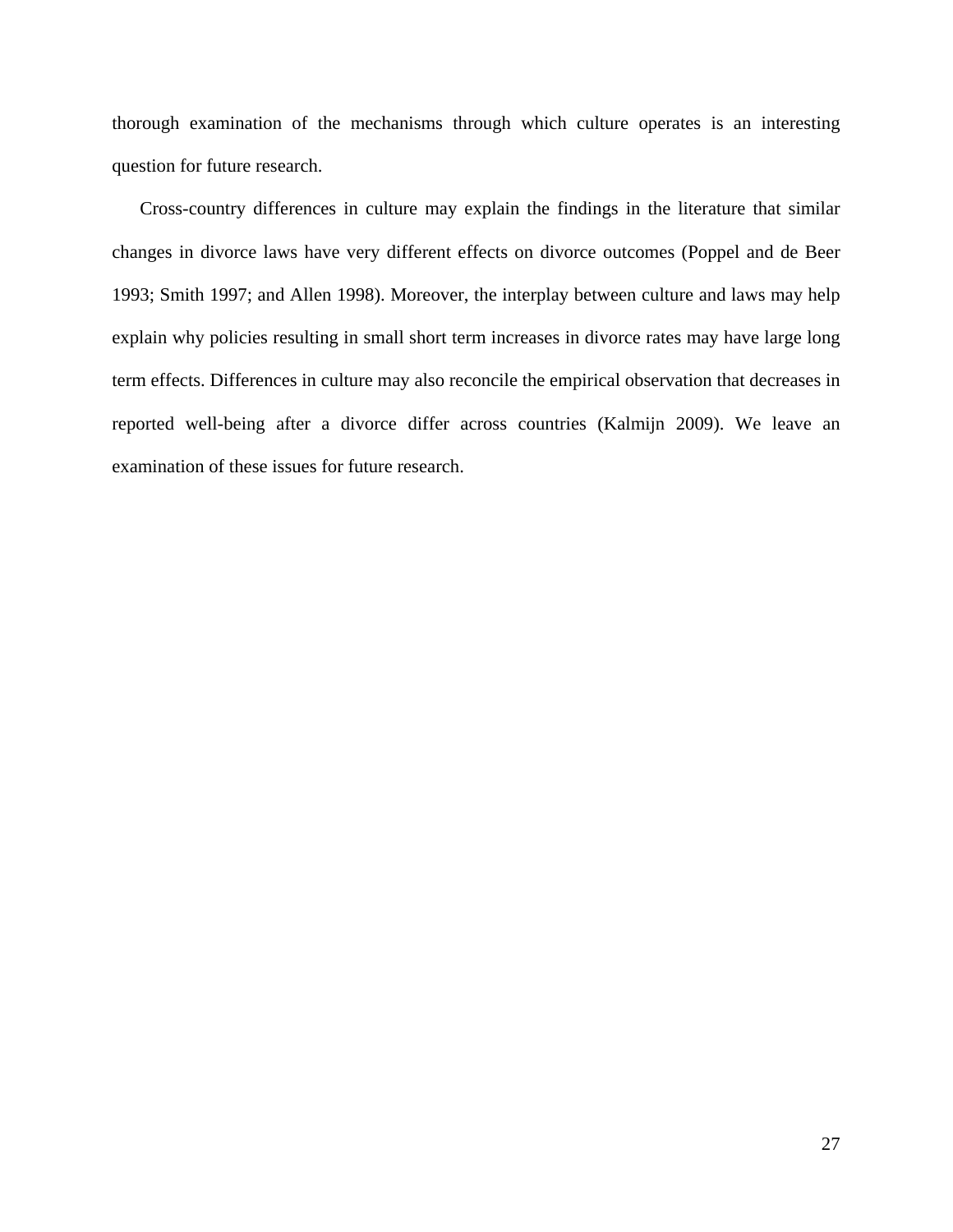thorough examination of the mechanisms through which culture operates is an interesting question for future research.

Cross-country differences in culture may explain the findings in the literature that similar changes in divorce laws have very different effects on divorce outcomes (Poppel and de Beer 1993; Smith 1997; and Allen 1998). Moreover, the interplay between culture and laws may help explain why policies resulting in small short term increases in divorce rates may have large long term effects. Differences in culture may also reconcile the empirical observation that decreases in reported well-being after a divorce differ across countries (Kalmijn 2009). We leave an examination of these issues for future research.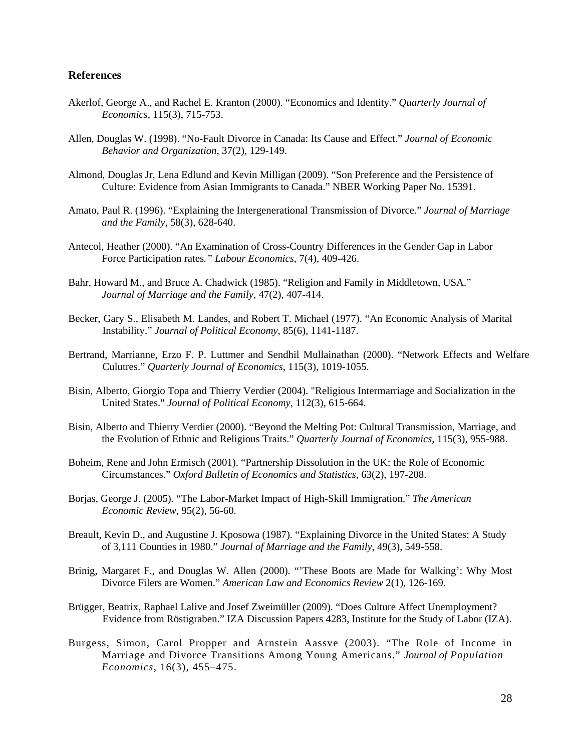## References

Akerlof, George A., and Rachel E. Kranton (2000). “Economics and Identity.” *Quarterly Journal of Economics*, 115(3), 715-753.

Allen, Douglas W. (1998). “No-Fault Divorce in Canada: Its Cause and Effect.” *Journal of Economic Behavior and Organization*, 37(2), 129-149.

Almond, Douglas Jr, Lena Edlund and Kevin Milligan (2009). “Son Preference and the Persistence of Culture: Evidence from Asian Immigrants to Canada.” NBER Working Paper No. 15391.

Amato, Paul R. (1996). “Explaining the Intergenerational Transmission of Divorce.” *Journal of Marriage and the Family*, 58(3), 628-640.

Antecol, Heather (2000). “An Examination of Cross-Country Differences in the Gender Gap in Labor Force Participation rates*.” Labour Economics*, 7(4), 409-426.

Bahr, Howard M., and Bruce A. Chadwick (1985). “Religion and Family in Middletown, USA.” *Journal of Marriage and the Family*, 47(2), 407-414.

Becker, Gary S., Elisabeth M. Landes, and Robert T. Michael (1977). “An Economic Analysis of Marital Instability.” *Journal of Political Economy*, 85(6), 1141-1187.

Bertrand, Marrianne, Erzo F. P. Luttmer and Sendhil Mullainathan (2000). “Network Effects and Welfare Culutres.” *Quarterly Journal of Economics*, 115(3), 1019-1055.

Bisin, Alberto, Giorgio Topa and Thierry Verdier (2004). "Religious Intermarriage and Socialization in the United States." *Journal of Political Economy*, 112(3), 615-664.

Bisin, Alberto and Thierry Verdier (2000). “Beyond the Melting Pot: Cultural Transmission, Marriage, and the Evolution of Ethnic and Religious Traits.” *Quarterly Journal of Economics*, 115(3), 955-988.

Boheim, Rene and John Ermisch (2001). “Partnership Dissolution in the UK: the Role of Economic Circumstances.” *Oxford Bulletin of Economics and Statistics*, 63(2), 197-208.

Borjas, George J. (2005). “The Labor-Market Impact of High-Skill Immigration.” *The American Economic Review*, 95(2), 56-60.

Breault, Kevin D., and Augustine J. Kposowa (1987). “Explaining Divorce in the United States: A Study of 3,111 Counties in 1980.” *Journal of Marriage and the Family*, 49(3), 549-558.

Brinig, Margaret F., and Douglas W. Allen (2000). “’These Boots are Made for Walking’: Why Most Divorce Filers are Women.” *American Law and Economics Review* 2(1), 126-169.

Brügger, Beatrix, Raphael Lalive and Josef Zweimüller (2009). “Does Culture Affect Unemployment? Evidence from Röstigraben.” IZA Discussion Papers 4283, Institute for the Study of Labor (IZA).

Burgess, Simon, Carol Propper and Arnstein Aassve (2003). “The Role of Income in Marriage and Divorce Transitions Among Young Americans.” *Journal of Population Economics*, 16(3), 455–475.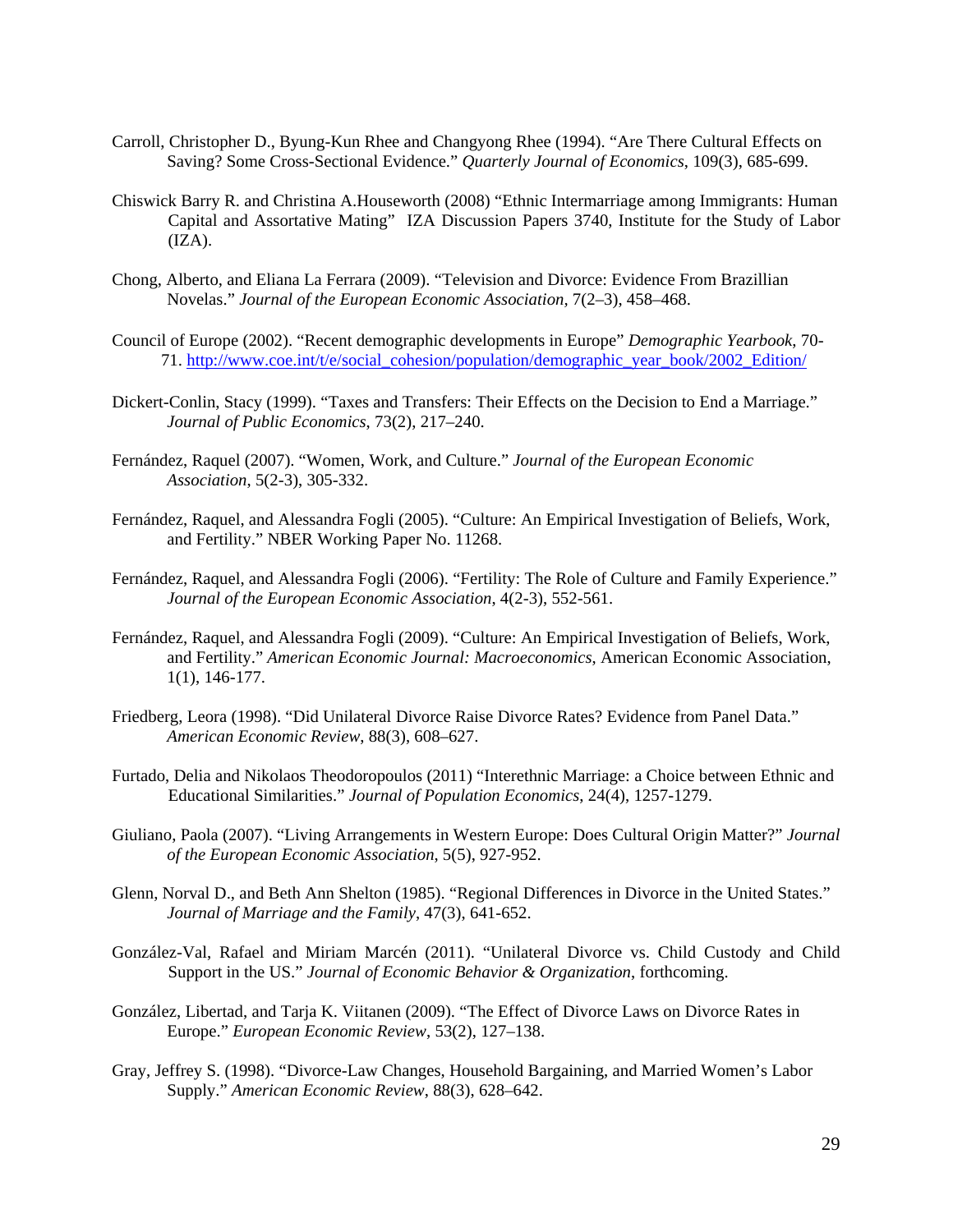Carroll, Christopher D., Byung-Kun Rhee and Changyong Rhee (1994). "Are There Cultural Effects on Saving? Some Cross-Sectional Evidence." *Quarterly Journal of Economics*, 109(3), 685-699.

Chiswick Barry R. and Christina A.Houseworth (2008) "Ethnic Intermarriage among Immigrants: Human Capital and Assortative Mating" IZA Discussion Papers 3740, Institute for the Study of Labor (IZA).

Chong, Alberto, and Eliana La Ferrara (2009). "Television and Divorce: Evidence From Brazillian Novelas." *Journal of the European Economic Association*, 7(2–3), 458–468.

Council of Europe (2002). "Recent demographic developments in Europe" *Demographic Yearbook*, 70-71. http://www.coe.int/t/e/social_cohesion/population/demographic_year_book/2002_Edition/

Dickert-Conlin, Stacy (1999). "Taxes and Transfers: Their Effects on the Decision to End a Marriage." *Journal of Public Economics*, 73(2), 217–240.

Fernández, Raquel (2007). "Women, Work, and Culture." *Journal of the European Economic Association*, 5(2-3), 305-332.

Fernández, Raquel, and Alessandra Fogli (2005). "Culture: An Empirical Investigation of Beliefs, Work, and Fertility." NBER Working Paper No. 11268.

Fernández, Raquel, and Alessandra Fogli (2006). "Fertility: The Role of Culture and Family Experience." *Journal of the European Economic Association*, 4(2-3), 552-561.

Fernández, Raquel, and Alessandra Fogli (2009). "Culture: An Empirical Investigation of Beliefs, Work, and Fertility." *American Economic Journal: Macroeconomics*, American Economic Association, 1(1), 146-177.

Friedberg, Leora (1998). "Did Unilateral Divorce Raise Divorce Rates? Evidence from Panel Data." *American Economic Review*, 88(3), 608–627.

Furtado, Delia and Nikolaos Theodoropoulos (2011) "Interethnic Marriage: a Choice between Ethnic and Educational Similarities." *Journal of Population Economics,* 24(4), 1257-1279.

Giuliano, Paola (2007). "Living Arrangements in Western Europe: Does Cultural Origin Matter?" *Journal of the European Economic Association*, 5(5), 927-952.

Glenn, Norval D., and Beth Ann Shelton (1985). "Regional Differences in Divorce in the United States." *Journal of Marriage and the Family*, 47(3), 641-652.

González-Val, Rafael and Miriam Marcén (2011). "Unilateral Divorce vs. Child Custody and Child Support in the US." *Journal of Economic Behavior & Organization*, forthcoming.

González, Libertad, and Tarja K. Viitanen (2009). "The Effect of Divorce Laws on Divorce Rates in Europe." *European Economic Review*, 53(2), 127–138.

Gray, Jeffrey S. (1998). "Divorce-Law Changes, Household Bargaining, and Married Women's Labor Supply." *American Economic Review*, 88(3), 628–642.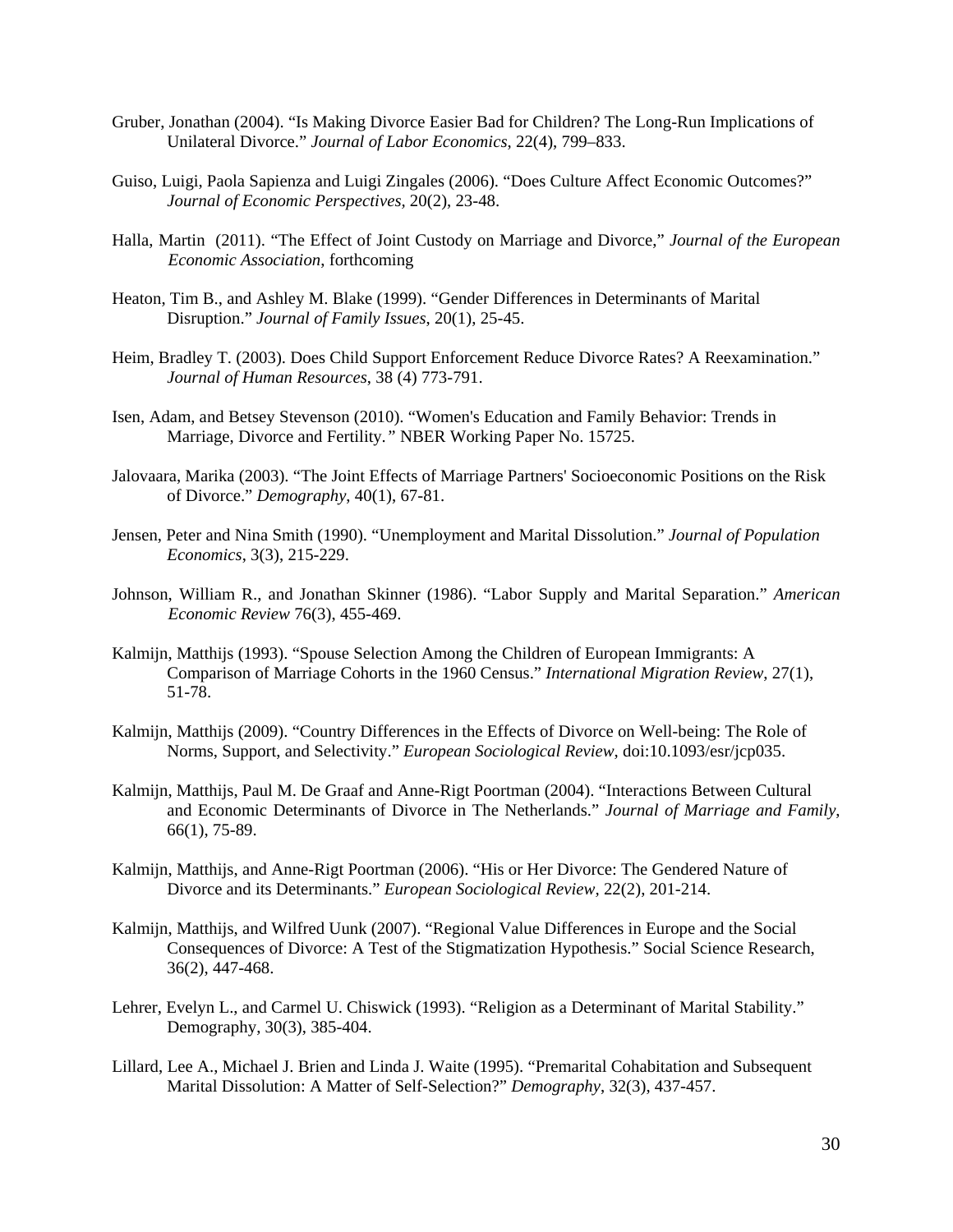Gruber, Jonathan (2004). “Is Making Divorce Easier Bad for Children? The Long-Run Implications of Unilateral Divorce.” *Journal of Labor Economics*, 22(4), 799–833.

Guiso, Luigi, Paola Sapienza and Luigi Zingales (2006). “Does Culture Affect Economic Outcomes?” *Journal of Economic Perspectives*, 20(2), 23-48.

Halla, Martin (2011). “The Effect of Joint Custody on Marriage and Divorce,” *Journal of the European Economic Association*, forthcoming

Heaton, Tim B., and Ashley M. Blake (1999). “Gender Differences in Determinants of Marital Disruption.” *Journal of Family Issues*, 20(1), 25-45.

Heim, Bradley T. (2003). Does Child Support Enforcement Reduce Divorce Rates? A Reexamination.” *Journal of Human Resources*, 38 (4) 773-791.

Isen, Adam, and Betsey Stevenson (2010). “Women's Education and Family Behavior: Trends in Marriage, Divorce and Fertility*.*” NBER Working Paper No. 15725.

Jalovaara, Marika (2003). “The Joint Effects of Marriage Partners' Socioeconomic Positions on the Risk of Divorce.” *Demography*, 40(1), 67-81.

Jensen, Peter and Nina Smith (1990). “Unemployment and Marital Dissolution.” *Journal of Population Economics*, 3(3), 215-229.

Johnson, William R., and Jonathan Skinner (1986). “Labor Supply and Marital Separation.” *American Economic Review* 76(3), 455-469.

Kalmijn, Matthijs (1993). “Spouse Selection Among the Children of European Immigrants: A Comparison of Marriage Cohorts in the 1960 Census.” *International Migration Review*, 27(1), 51-78.

Kalmijn, Matthijs (2009). “Country Differences in the Effects of Divorce on Well-being: The Role of Norms, Support, and Selectivity.” *European Sociological Review*, doi:10.1093/esr/jcp035.

Kalmijn, Matthijs, Paul M. De Graaf and Anne-Rigt Poortman (2004). “Interactions Between Cultural and Economic Determinants of Divorce in The Netherlands.” *Journal of Marriage and Family*, 66(1), 75-89.

Kalmijn, Matthijs, and Anne-Rigt Poortman (2006). “His or Her Divorce: The Gendered Nature of Divorce and its Determinants.” *European Sociological Review*, 22(2), 201-214.

Kalmijn, Matthijs, and Wilfred Uunk (2007). “Regional Value Differences in Europe and the Social Consequences of Divorce: A Test of the Stigmatization Hypothesis.” Social Science Research, 36(2), 447-468.

Lehrer, Evelyn L., and Carmel U. Chiswick (1993). “Religion as a Determinant of Marital Stability.” Demography, 30(3), 385-404.

Lillard, Lee A., Michael J. Brien and Linda J. Waite (1995). “Premarital Cohabitation and Subsequent Marital Dissolution: A Matter of Self-Selection?” *Demography*, 32(3), 437-457.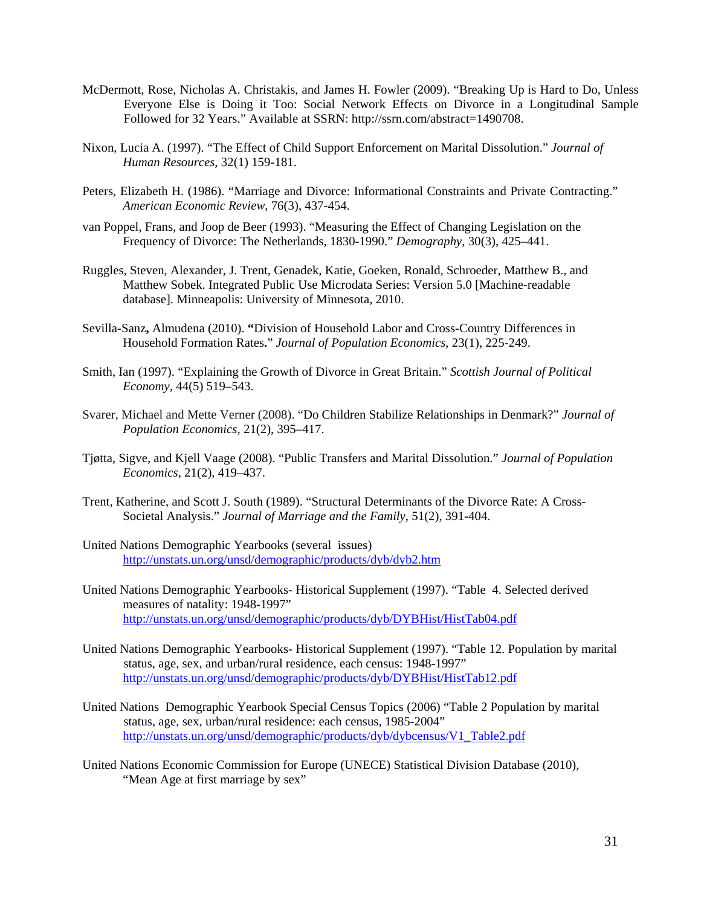McDermott, Rose, Nicholas A. Christakis, and James H. Fowler (2009). "Breaking Up is Hard to Do, Unless Everyone Else is Doing it Too: Social Network Effects on Divorce in a Longitudinal Sample Followed for 32 Years." Available at SSRN: http://ssrn.com/abstract=1490708.

Nixon, Lucia A. (1997). "The Effect of Child Support Enforcement on Marital Dissolution." *Journal of Human Resources*, 32(1) 159-181.

Peters, Elizabeth H. (1986). "Marriage and Divorce: Informational Constraints and Private Contracting." *American Economic Review*, 76(3), 437-454.

van Poppel, Frans, and Joop de Beer (1993). "Measuring the Effect of Changing Legislation on the Frequency of Divorce: The Netherlands, 1830-1990." *Demography*, 30(3), 425–441.

Ruggles, Steven, Alexander, J. Trent, Genadek, Katie, Goeken, Ronald, Schroeder, Matthew B., and Matthew Sobek. Integrated Public Use Microdata Series: Version 5.0 [Machine-readable database]. Minneapolis: University of Minnesota, 2010.

Sevilla-Sanz**,** Almudena (2010). **"**Division of Household Labor and Cross-Country Differences in Household Formation Rates**.**" *Journal of Population Economics*, 23(1), 225-249.

Smith, Ian (1997). "Explaining the Growth of Divorce in Great Britain." *Scottish Journal of Political Economy*, 44(5) 519–543.

Svarer, Michael and Mette Verner (2008). "Do Children Stabilize Relationships in Denmark?" *Journal of Population Economics*, 21(2), 395–417.

Tjøtta, Sigve, and Kjell Vaage (2008). "Public Transfers and Marital Dissolution." *Journal of Population Economics*, 21(2), 419–437.

Trent, Katherine, and Scott J. South (1989). "Structural Determinants of the Divorce Rate: A Cross-Societal Analysis." *Journal of Marriage and the Family*, 51(2), 391-404.

United Nations Demographic Yearbooks (several issues) http://unstats.un.org/unsd/demographic/products/dyb/dyb2.htm

United Nations Demographic Yearbooks- Historical Supplement (1997). "Table 4. Selected derived measures of natality: 1948-1997" http://unstats.un.org/unsd/demographic/products/dyb/DYBHist/HistTab04.pdf

United Nations Demographic Yearbooks- Historical Supplement (1997). "Table 12. Population by marital status, age, sex, and urban/rural residence, each census: 1948-1997" http://unstats.un.org/unsd/demographic/products/dyb/DYBHist/HistTab12.pdf

United Nations Demographic Yearbook Special Census Topics (2006) "Table 2 Population by marital status, age, sex, urban/rural residence: each census, 1985-2004" http://unstats.un.org/unsd/demographic/products/dyb/dybcensus/V1_Table2.pdf

United Nations Economic Commission for Europe (UNECE) Statistical Division Database (2010), "Mean Age at first marriage by sex"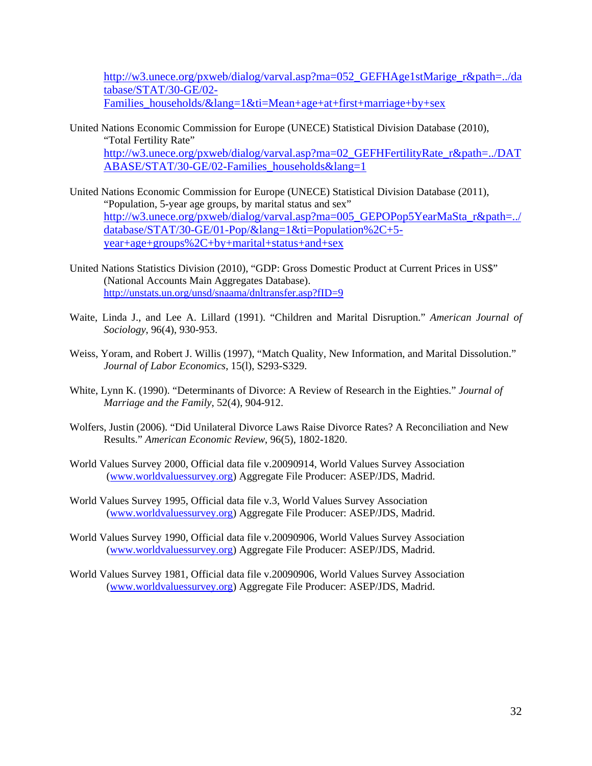http://w3.unece.org/pxweb/dialog/varval.asp?ma=052_GEFHAge1stMarige_r&path=../database/STAT/30-GE/02-Families_households/&lang=1&ti=Mean+age+at+first+marriage+by+sex

United Nations Economic Commission for Europe (UNECE) Statistical Division Database (2010), "Total Fertility Rate" http://w3.unece.org/pxweb/dialog/varval.asp?ma=02_GEFHFertilityRate_r&path=../DATABASE/STAT/30-GE/02-Families_households&lang=1

United Nations Economic Commission for Europe (UNECE) Statistical Division Database (2011), "Population, 5-year age groups, by marital status and sex" http://w3.unece.org/pxweb/dialog/varval.asp?ma=005_GEPOPop5YearMaSta_r&path=../database/STAT/30-GE/01-Pop/&lang=1&ti=Population%2C+5-year+age+groups%2C+by+marital+status+and+sex

United Nations Statistics Division (2010), "GDP: Gross Domestic Product at Current Prices in US$" (National Accounts Main Aggregates Database). http://unstats.un.org/unsd/snaama/dnltransfer.asp?fID=9

Waite, Linda J., and Lee A. Lillard (1991). "Children and Marital Disruption." *American Journal of Sociology*, 96(4), 930-953.

Weiss, Yoram, and Robert J. Willis (1997), "Match Quality, New Information, and Marital Dissolution." *Journal of Labor Economics*, 15(l), S293-S329.

White, Lynn K. (1990). "Determinants of Divorce: A Review of Research in the Eighties." *Journal of Marriage and the Family*, 52(4), 904-912.

Wolfers, Justin (2006). "Did Unilateral Divorce Laws Raise Divorce Rates? A Reconciliation and New Results." *American Economic Review*, 96(5), 1802-1820.

World Values Survey 2000, Official data file v.20090914, World Values Survey Association (www.worldvaluessurvey.org) Aggregate File Producer: ASEP/JDS, Madrid.

World Values Survey 1995, Official data file v.3, World Values Survey Association (www.worldvaluessurvey.org) Aggregate File Producer: ASEP/JDS, Madrid.

World Values Survey 1990, Official data file v.20090906, World Values Survey Association (www.worldvaluessurvey.org) Aggregate File Producer: ASEP/JDS, Madrid.

World Values Survey 1981, Official data file v.20090906, World Values Survey Association (www.worldvaluessurvey.org) Aggregate File Producer: ASEP/JDS, Madrid.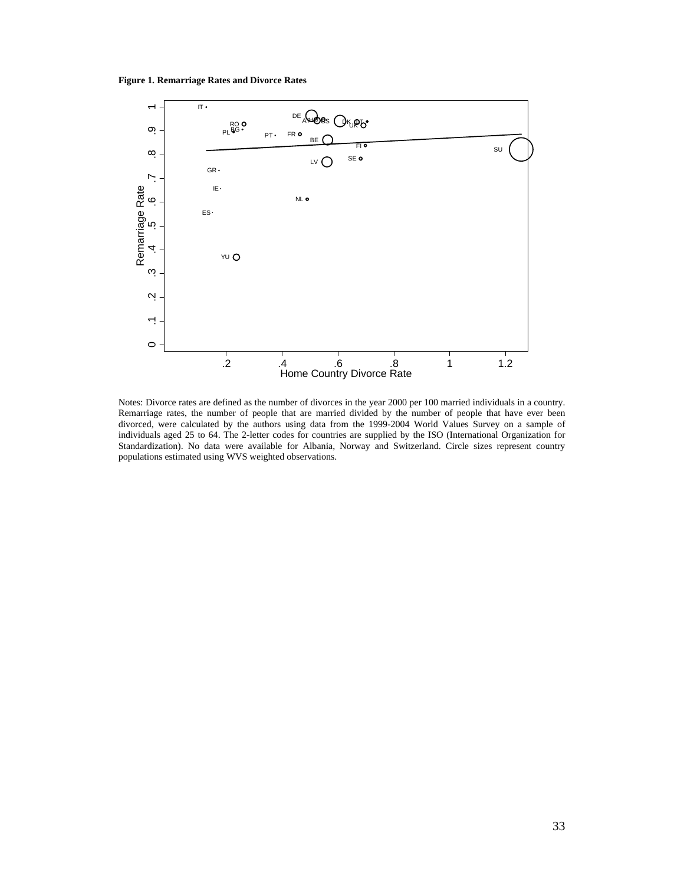**Figure 1. Remarriage Rates and Divorce Rates**

Notes: Divorce rates are defined as the number of divorces in the year 2000 per 100 married individuals in a country. Remarriage rates, the number of people that are married divided by the number of people that have ever been divorced, were calculated by the authors using data from the 1999-2004 World Values Survey on a sample of individuals aged 25 to 64. The 2-letter codes for countries are supplied by the ISO (International Organization for Standardization). No data were available for Albania, Norway and Switzerland. Circle sizes represent country populations estimated using WVS weighted observations.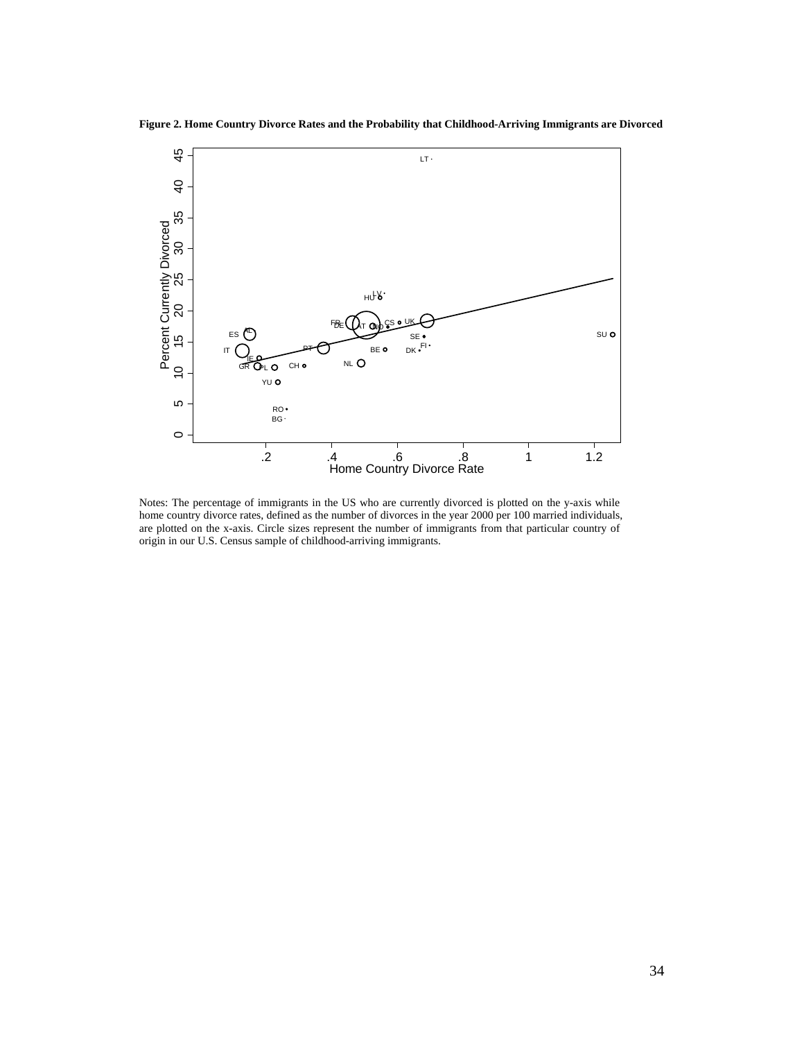**Figure 2. Home Country Divorce Rates and the Probability that Childhood-Arriving Immigrants are Divorced**

Notes: The percentage of immigrants in the US who are currently divorced is plotted on the y-axis while home country divorce rates, defined as the number of divorces in the year 2000 per 100 married individuals, are plotted on the x-axis. Circle sizes represent the number of immigrants from that particular country of origin in our U.S. Census sample of childhood-arriving immigrants.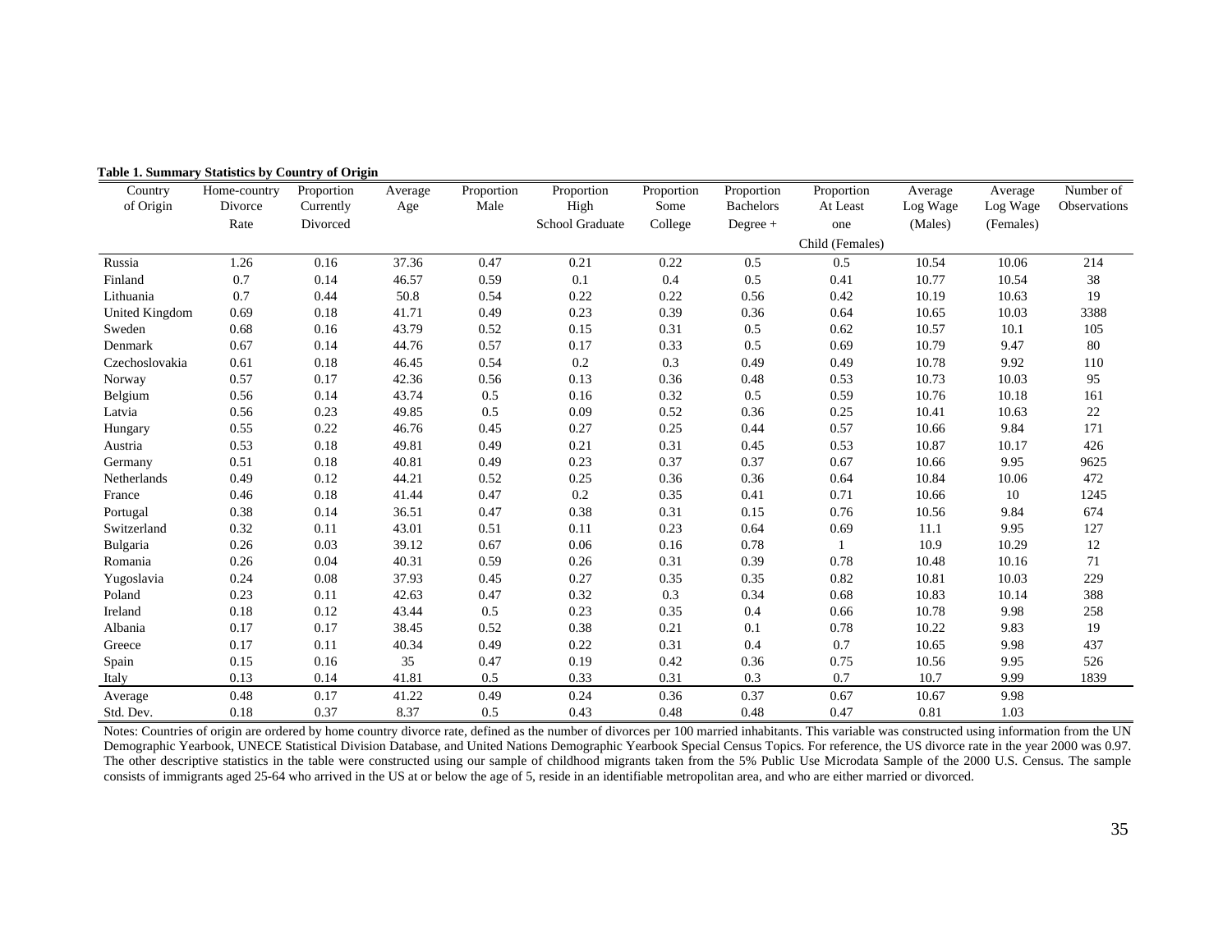**Table 1. Summary Statistics by Country of Origin**

| Country of Origin | Home-country Divorce Rate | Proportion Currently Divorced | Average Age | Proportion Male | Proportion High School Graduate | Proportion Some College | Proportion Bachelors Degree + | Proportion At Least one Child (Females) | Average Log Wage (Males) | Average Log Wage (Females) | Number of Observations |
|---|---|---|---|---|---|---|---|---|---|---|---|
| Russia | 1.26 | 0.16 | 37.36 | 0.47 | 0.21 | 0.22 | 0.5 | 0.5 | 10.54 | 10.06 | 214 |
| Finland | 0.7 | 0.14 | 46.57 | 0.59 | 0.1 | 0.4 | 0.5 | 0.41 | 10.77 | 10.54 | 38 |
| Lithuania | 0.7 | 0.44 | 50.8 | 0.54 | 0.22 | 0.22 | 0.56 | 0.42 | 10.19 | 10.63 | 19 |
| United Kingdom | 0.69 | 0.18 | 41.71 | 0.49 | 0.23 | 0.39 | 0.36 | 0.64 | 10.65 | 10.03 | 3388 |
| Sweden | 0.68 | 0.16 | 43.79 | 0.52 | 0.15 | 0.31 | 0.5 | 0.62 | 10.57 | 10.1 | 105 |
| Denmark | 0.67 | 0.14 | 44.76 | 0.57 | 0.17 | 0.33 | 0.5 | 0.69 | 10.79 | 9.47 | 80 |
| Czechoslovakia | 0.61 | 0.18 | 46.45 | 0.54 | 0.2 | 0.3 | 0.49 | 0.49 | 10.78 | 9.92 | 110 |
| Norway | 0.57 | 0.17 | 42.36 | 0.56 | 0.13 | 0.36 | 0.48 | 0.53 | 10.73 | 10.03 | 95 |
| Belgium | 0.56 | 0.14 | 43.74 | 0.5 | 0.16 | 0.32 | 0.5 | 0.59 | 10.76 | 10.18 | 161 |
| Latvia | 0.56 | 0.23 | 49.85 | 0.5 | 0.09 | 0.52 | 0.36 | 0.25 | 10.41 | 10.63 | 22 |
| Hungary | 0.55 | 0.22 | 46.76 | 0.45 | 0.27 | 0.25 | 0.44 | 0.57 | 10.66 | 9.84 | 171 |
| Austria | 0.53 | 0.18 | 49.81 | 0.49 | 0.21 | 0.31 | 0.45 | 0.53 | 10.87 | 10.17 | 426 |
| Germany | 0.51 | 0.18 | 40.81 | 0.49 | 0.23 | 0.37 | 0.37 | 0.67 | 10.66 | 9.95 | 9625 |
| Netherlands | 0.49 | 0.12 | 44.21 | 0.52 | 0.25 | 0.36 | 0.36 | 0.64 | 10.84 | 10.06 | 472 |
| France | 0.46 | 0.18 | 41.44 | 0.47 | 0.2 | 0.35 | 0.41 | 0.71 | 10.66 | 10 | 1245 |
| Portugal | 0.38 | 0.14 | 36.51 | 0.47 | 0.38 | 0.31 | 0.15 | 0.76 | 10.56 | 9.84 | 674 |
| Switzerland | 0.32 | 0.11 | 43.01 | 0.51 | 0.11 | 0.23 | 0.64 | 0.69 | 11.1 | 9.95 | 127 |
| Bulgaria | 0.26 | 0.03 | 39.12 | 0.67 | 0.06 | 0.16 | 0.78 | 1 | 10.9 | 10.29 | 12 |
| Romania | 0.26 | 0.04 | 40.31 | 0.59 | 0.26 | 0.31 | 0.39 | 0.78 | 10.48 | 10.16 | 71 |
| Yugoslavia | 0.24 | 0.08 | 37.93 | 0.45 | 0.27 | 0.35 | 0.35 | 0.82 | 10.81 | 10.03 | 229 |
| Poland | 0.23 | 0.11 | 42.63 | 0.47 | 0.32 | 0.3 | 0.34 | 0.68 | 10.83 | 10.14 | 388 |
| Ireland | 0.18 | 0.12 | 43.44 | 0.5 | 0.23 | 0.35 | 0.4 | 0.66 | 10.78 | 9.98 | 258 |
| Albania | 0.17 | 0.17 | 38.45 | 0.52 | 0.38 | 0.21 | 0.1 | 0.78 | 10.22 | 9.83 | 19 |
| Greece | 0.17 | 0.11 | 40.34 | 0.49 | 0.22 | 0.31 | 0.4 | 0.7 | 10.65 | 9.98 | 437 |
| Spain | 0.15 | 0.16 | 35 | 0.47 | 0.19 | 0.42 | 0.36 | 0.75 | 10.56 | 9.95 | 526 |
| Italy | 0.13 | 0.14 | 41.81 | 0.5 | 0.33 | 0.31 | 0.3 | 0.7 | 10.7 | 9.99 | 1839 |
| Average | 0.48 | 0.17 | 41.22 | 0.49 | 0.24 | 0.36 | 0.37 | 0.67 | 10.67 | 9.98 | |
| Std. Dev. | 0.18 | 0.37 | 8.37 | 0.5 | 0.43 | 0.48 | 0.48 | 0.47 | 0.81 | 1.03 | |

Notes: Countries of origin are ordered by home country divorce rate, defined as the number of divorces per 100 married inhabitants. This variable was constructed using information from the UN Demographic Yearbook, UNECE Statistical Division Database, and United Nations Demographic Yearbook Special Census Topics. For reference, the US divorce rate in the year 2000 was 0.97. The other descriptive statistics in the table were constructed using our sample of childhood migrants taken from the 5% Public Use Microdata Sample of the 2000 U.S. Census. The sample consists of immigrants aged 25-64 who arrived in the US at or below the age of 5, reside in an identifiable metropolitan area, and who are either married or divorced.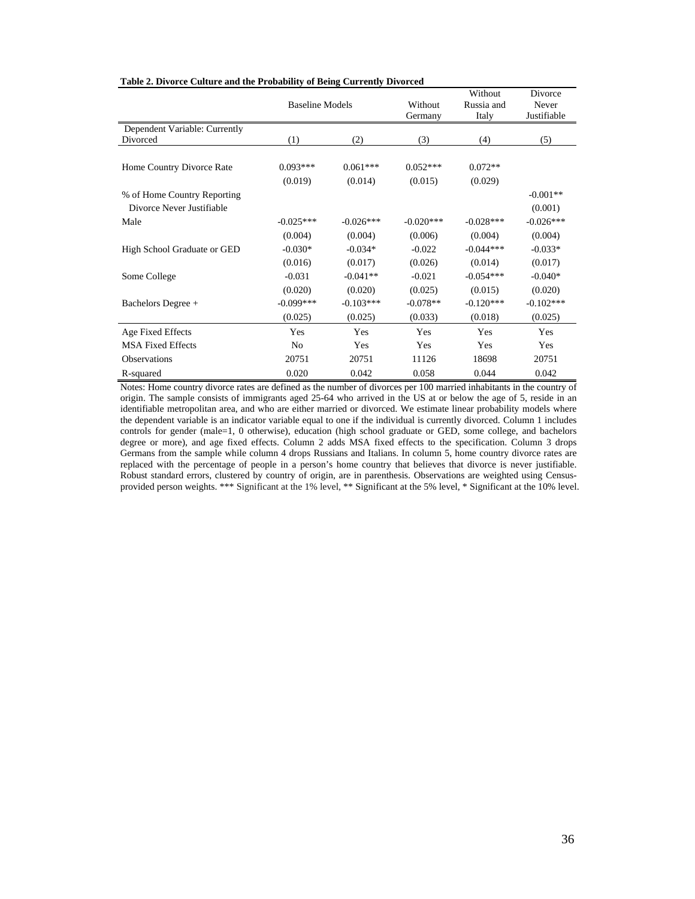**Table 2. Divorce Culture and the Probability of Being Currently Divorced**

| | Baseline Models | | Without Germany | Without Russia and Italy | Divorce Never Justifiable |
|---|---|---|---|---|---|
| Dependent Variable: Currently Divorced | (1) | (2) | (3) | (4) | (5) |
| Home Country Divorce Rate | 0.093*** | 0.061*** | 0.052*** | 0.072** | |
| | (0.019) | (0.014) | (0.015) | (0.029) | |
| % of Home Country Reporting Divorce Never Justifiable | | | | | -0.001** |
| | | | | | (0.001) |
| Male | -0.025*** | -0.026*** | -0.020*** | -0.028*** | -0.026*** |
| | (0.004) | (0.004) | (0.006) | (0.004) | (0.004) |
| High School Graduate or GED | -0.030* | -0.034* | -0.022 | -0.044*** | -0.033* |
| | (0.016) | (0.017) | (0.026) | (0.014) | (0.017) |
| Some College | -0.031 | -0.041** | -0.021 | -0.054*** | -0.040* |
| | (0.020) | (0.020) | (0.025) | (0.015) | (0.020) |
| Bachelors Degree + | -0.099*** | -0.103*** | -0.078** | -0.120*** | -0.102*** |
| | (0.025) | (0.025) | (0.033) | (0.018) | (0.025) |
| Age Fixed Effects | Yes | Yes | Yes | Yes | Yes |
| MSA Fixed Effects | No | Yes | Yes | Yes | Yes |
| Observations | 20751 | 20751 | 11126 | 18698 | 20751 |
| R-squared | 0.020 | 0.042 | 0.058 | 0.044 | 0.042 |

Notes: Home country divorce rates are defined as the number of divorces per 100 married inhabitants in the country of origin. The sample consists of immigrants aged 25-64 who arrived in the US at or below the age of 5, reside in an identifiable metropolitan area, and who are either married or divorced. We estimate linear probability models where the dependent variable is an indicator variable equal to one if the individual is currently divorced. Column 1 includes controls for gender (male=1, 0 otherwise), education (high school graduate or GED, some college, and bachelors degree or more), and age fixed effects. Column 2 adds MSA fixed effects to the specification. Column 3 drops Germans from the sample while column 4 drops Russians and Italians. In column 5, home country divorce rates are replaced with the percentage of people in a person's home country that believes that divorce is never justifiable. Robust standard errors, clustered by country of origin, are in parenthesis. Observations are weighted using Census-provided person weights. *** Significant at the 1% level, ** Significant at the 5% level, * Significant at the 10% level.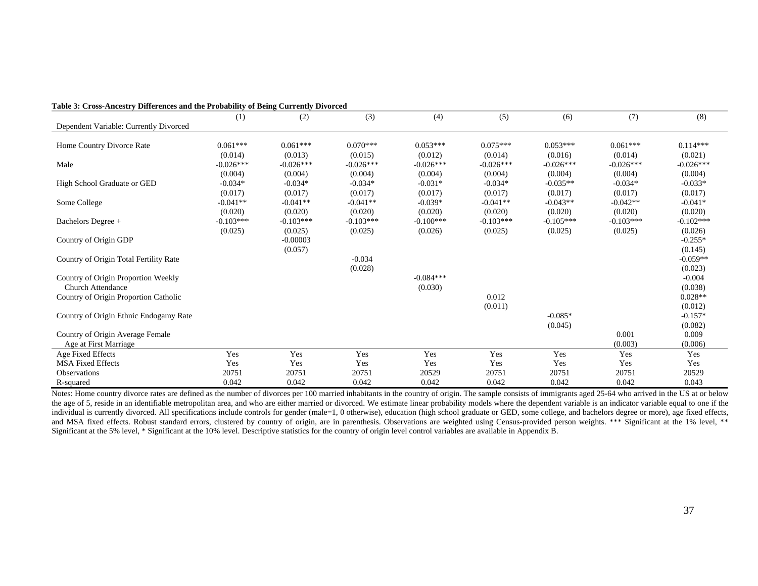**Table 3: Cross-Ancestry Differences and the Probability of Being Currently Divorced**

| | (1) | (2) | (3) | (4) | (5) | (6) | (7) | (8) |
|---|---|---|---|---|---|---|---|---|
| Dependent Variable: Currently Divorced | | | | | | | | |
| Home Country Divorce Rate | 0.061*** | 0.061*** | 0.070*** | 0.053*** | 0.075*** | 0.053*** | 0.061*** | 0.114*** |
| | (0.014) | (0.013) | (0.015) | (0.012) | (0.014) | (0.016) | (0.014) | (0.021) |
| Male | -0.026*** | -0.026*** | -0.026*** | -0.026*** | -0.026*** | -0.026*** | -0.026*** | -0.026*** |
| | (0.004) | (0.004) | (0.004) | (0.004) | (0.004) | (0.004) | (0.004) | (0.004) |
| High School Graduate or GED | -0.034* | -0.034* | -0.034* | -0.031* | -0.034* | -0.035** | -0.034* | -0.033* |
| | (0.017) | (0.017) | (0.017) | (0.017) | (0.017) | (0.017) | (0.017) | (0.017) |
| Some College | -0.041** | -0.041** | -0.041** | -0.039* | -0.041** | -0.043** | -0.042** | -0.041* |
| | (0.020) | (0.020) | (0.020) | (0.020) | (0.020) | (0.020) | (0.020) | (0.020) |
| Bachelors Degree + | -0.103*** | -0.103*** | -0.103*** | -0.100*** | -0.103*** | -0.105*** | -0.103*** | -0.102*** |
| | (0.025) | (0.025) | (0.025) | (0.026) | (0.025) | (0.025) | (0.025) | (0.026) |
| Country of Origin GDP | | -0.00003 | | | | | | -0.255* |
| | | (0.057) | | | | | | (0.145) |
| Country of Origin Total Fertility Rate | | | -0.034 | | | | | -0.059** |
| | | | (0.028) | | | | | (0.023) |
| Country of Origin Proportion Weekly Church Attendance | | | | -0.084*** | | | | -0.004 |
| | | | | (0.030) | | | | (0.038) |
| Country of Origin Proportion Catholic | | | | | 0.012 | | | 0.028** |
| | | | | | (0.011) | | | (0.012) |
| Country of Origin Ethnic Endogamy Rate | | | | | | -0.085* | | -0.157* |
| | | | | | | (0.045) | | (0.082) |
| Country of Origin Average Female Age at First Marriage | | | | | | | 0.001 | 0.009 |
| | | | | | | | (0.003) | (0.006) |
| Age Fixed Effects | Yes | Yes | Yes | Yes | Yes | Yes | Yes | Yes |
| MSA Fixed Effects | Yes | Yes | Yes | Yes | Yes | Yes | Yes | Yes |
| Observations | 20751 | 20751 | 20751 | 20529 | 20751 | 20751 | 20751 | 20529 |
| R-squared | 0.042 | 0.042 | 0.042 | 0.042 | 0.042 | 0.042 | 0.042 | 0.043 |

Notes: Home country divorce rates are defined as the number of divorces per 100 married inhabitants in the country of origin. The sample consists of immigrants aged 25-64 who arrived in the US at or below the age of 5, reside in an identifiable metropolitan area, and who are either married or divorced. We estimate linear probability models where the dependent variable is an indicator variable equal to one if the individual is currently divorced. All specifications include controls for gender (male=1, 0 otherwise), education (high school graduate or GED, some college, and bachelors degree or more), age fixed effects, and MSA fixed effects. Robust standard errors, clustered by country of origin, are in parenthesis. Observations are weighted using Census-provided person weights. *** Significant at the 1% level, ** Significant at the 5% level, * Significant at the 10% level. Descriptive statistics for the country of origin level control variables are available in Appendix B.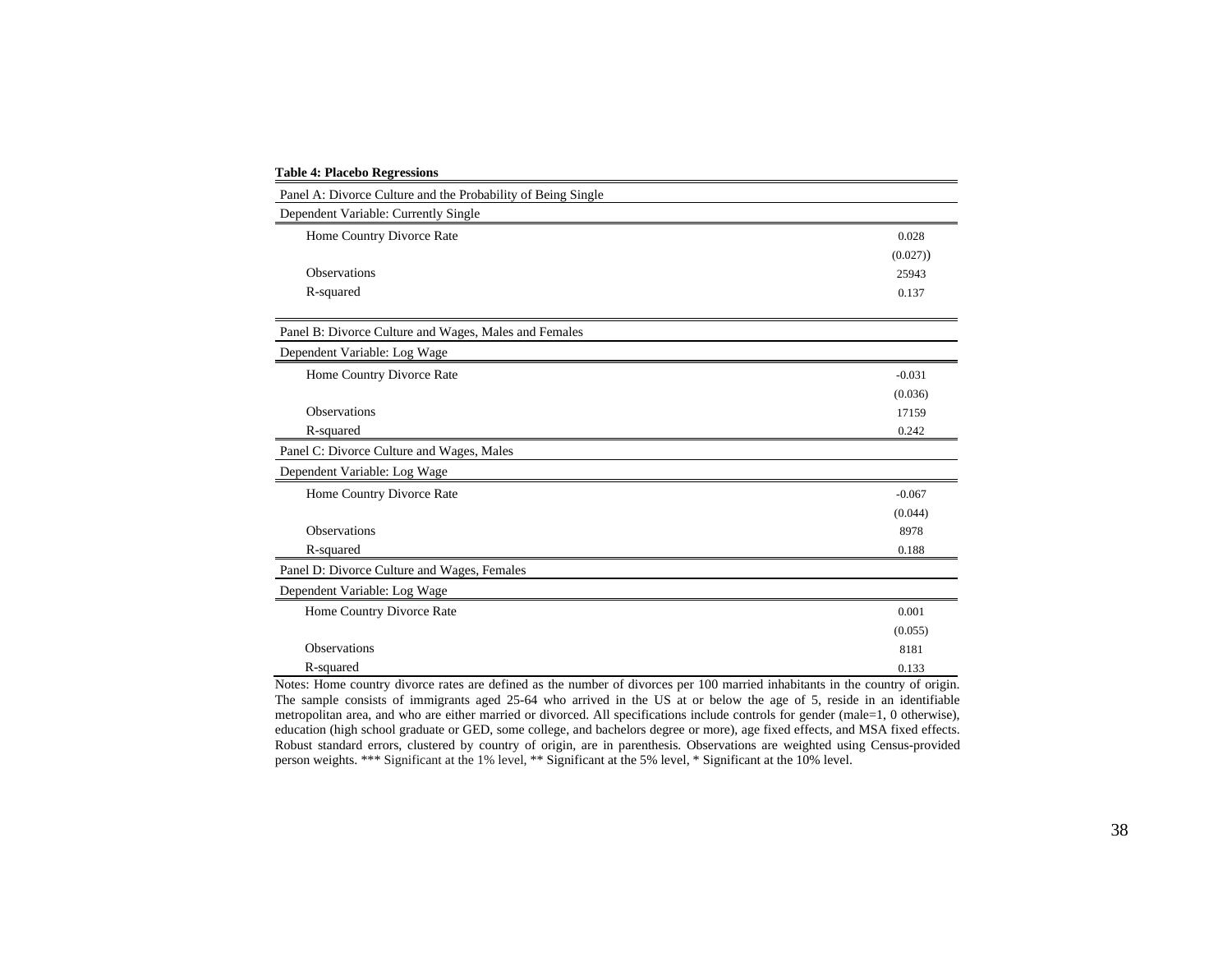**Table 4: Placebo Regressions**

| Panel A: Divorce Culture and the Probability of Being Single | |
|---|---|
| Dependent Variable: Currently Single | |
| Home Country Divorce Rate | 0.028 |
| | (0.027)) |
| Observations | 25943 |
| R-squared | 0.137 |

| Panel B: Divorce Culture and Wages, Males and Females | |
|---|---|
| Dependent Variable: Log Wage | |
| Home Country Divorce Rate | -0.031 |
| | (0.036) |
| Observations | 17159 |
| R-squared | 0.242 |

| Panel C: Divorce Culture and Wages, Males | |
|---|---|
| Dependent Variable: Log Wage | |
| Home Country Divorce Rate | -0.067 |
| | (0.044) |
| Observations | 8978 |
| R-squared | 0.188 |

| Panel D: Divorce Culture and Wages, Females | |
|---|---|
| Dependent Variable: Log Wage | |
| Home Country Divorce Rate | 0.001 |
| | (0.055) |
| Observations | 8181 |
| R-squared | 0.133 |

Notes: Home country divorce rates are defined as the number of divorces per 100 married inhabitants in the country of origin. The sample consists of immigrants aged 25-64 who arrived in the US at or below the age of 5, reside in an identifiable metropolitan area, and who are either married or divorced. All specifications include controls for gender (male=1, 0 otherwise), education (high school graduate or GED, some college, and bachelors degree or more), age fixed effects, and MSA fixed effects. Robust standard errors, clustered by country of origin, are in parenthesis. Observations are weighted using Census-provided person weights. *** Significant at the 1% level, ** Significant at the 5% level, * Significant at the 10% level.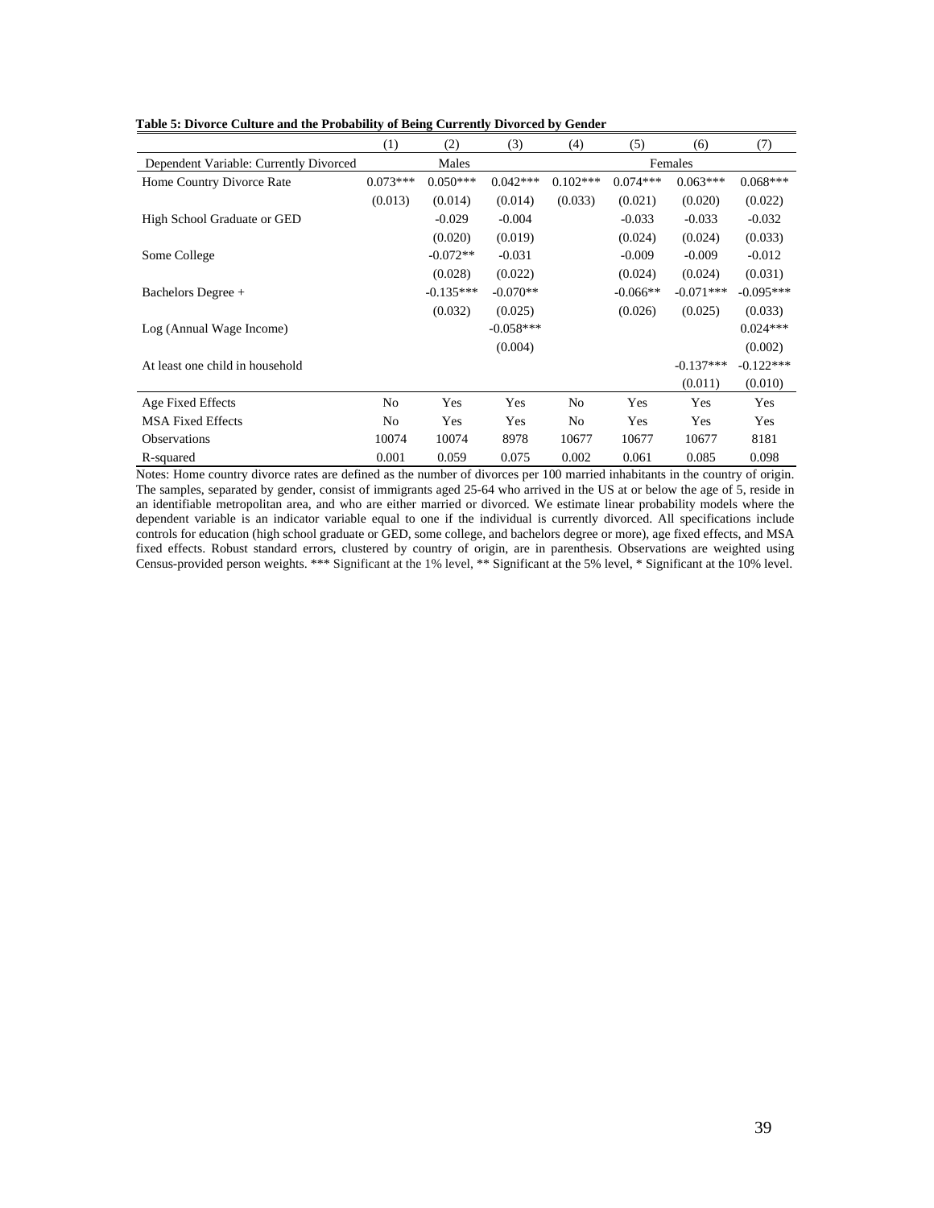**Table 5: Divorce Culture and the Probability of Being Currently Divorced by Gender**

| | (1) | (2) | (3) | (4) | (5) | (6) | (7) |
|---|---|---|---|---|---|---|---|
| Dependent Variable: Currently Divorced | | Males | | | | Females | |
| Home Country Divorce Rate | 0.073*** | 0.050*** | 0.042*** | 0.102*** | 0.074*** | 0.063*** | 0.068*** |
| | (0.013) | (0.014) | (0.014) | (0.033) | (0.021) | (0.020) | (0.022) |
| High School Graduate or GED | | -0.029 | -0.004 | | -0.033 | -0.033 | -0.032 |
| | | (0.020) | (0.019) | | (0.024) | (0.024) | (0.033) |
| Some College | | -0.072** | -0.031 | | -0.009 | -0.009 | -0.012 |
| | | (0.028) | (0.022) | | (0.024) | (0.024) | (0.031) |
| Bachelors Degree + | | -0.135*** | -0.070** | | -0.066** | -0.071*** | -0.095*** |
| | | (0.032) | (0.025) | | (0.026) | (0.025) | (0.033) |
| Log (Annual Wage Income) | | | -0.058*** | | | | 0.024*** |
| | | | (0.004) | | | | (0.002) |
| At least one child in household | | | | | | -0.137*** | -0.122*** |
| | | | | | | (0.011) | (0.010) |
| Age Fixed Effects | No | Yes | Yes | No | Yes | Yes | Yes |
| MSA Fixed Effects | No | Yes | Yes | No | Yes | Yes | Yes |
| Observations | 10074 | 10074 | 8978 | 10677 | 10677 | 10677 | 8181 |
| R-squared | 0.001 | 0.059 | 0.075 | 0.002 | 0.061 | 0.085 | 0.098 |

Notes: Home country divorce rates are defined as the number of divorces per 100 married inhabitants in the country of origin. The samples, separated by gender, consist of immigrants aged 25-64 who arrived in the US at or below the age of 5, reside in an identifiable metropolitan area, and who are either married or divorced. We estimate linear probability models where the dependent variable is an indicator variable equal to one if the individual is currently divorced. All specifications include controls for education (high school graduate or GED, some college, and bachelors degree or more), age fixed effects, and MSA fixed effects. Robust standard errors, clustered by country of origin, are in parenthesis. Observations are weighted using Census-provided person weights. *** Significant at the 1% level, ** Significant at the 5% level, * Significant at the 10% level.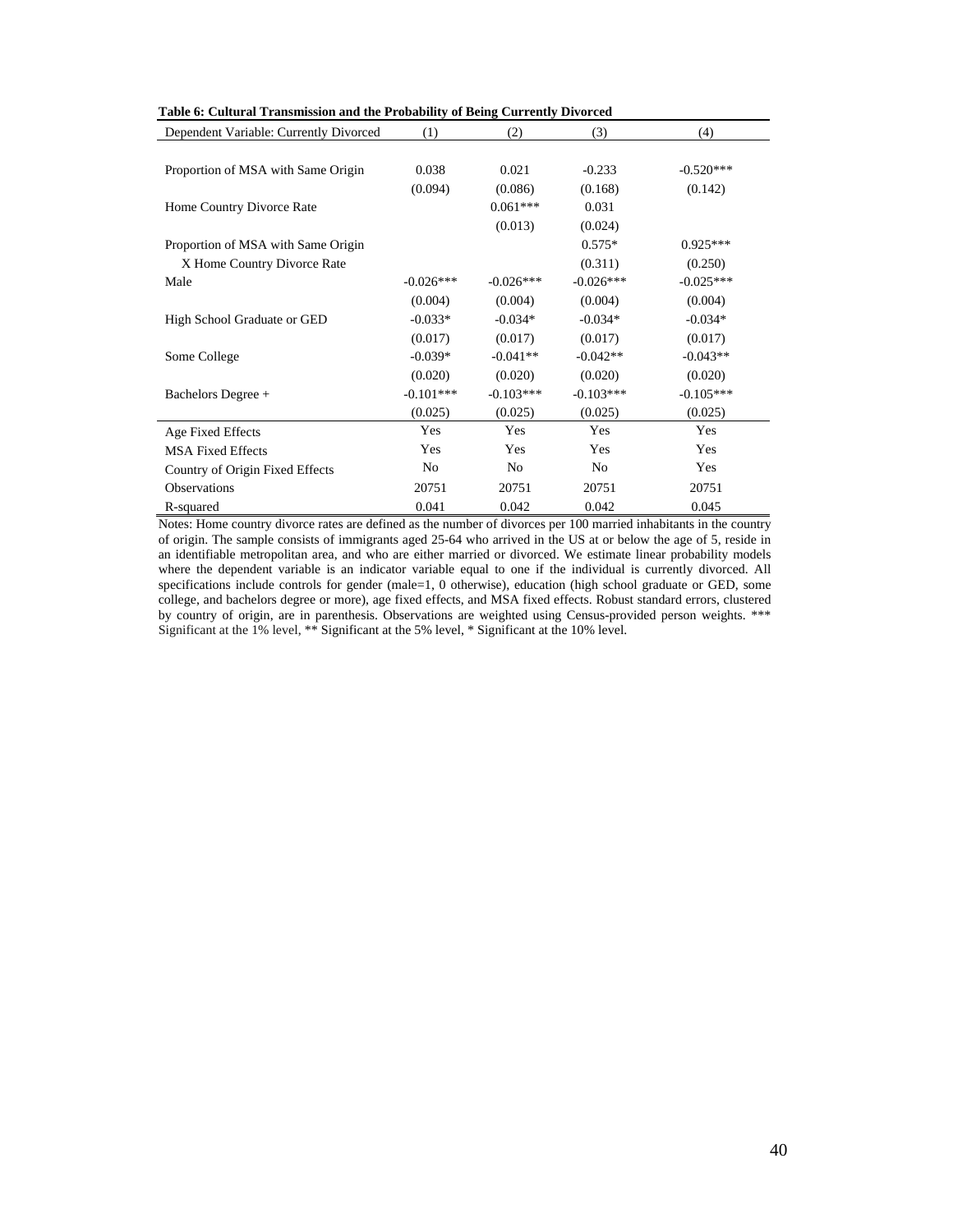**Table 6: Cultural Transmission and the Probability of Being Currently Divorced**

| Dependent Variable: Currently Divorced | (1) | (2) | (3) | (4) |
|---|---|---|---|---|
| Proportion of MSA with Same Origin | 0.038 | 0.021 | -0.233 | -0.520*** |
| | (0.094) | (0.086) | (0.168) | (0.142) |
| Home Country Divorce Rate | | 0.061*** | 0.031 | |
| | | (0.013) | (0.024) | |
| Proportion of MSA with Same Origin | | | 0.575* | 0.925*** |
| X Home Country Divorce Rate | | | (0.311) | (0.250) |
| Male | -0.026*** | -0.026*** | -0.026*** | -0.025*** |
| | (0.004) | (0.004) | (0.004) | (0.004) |
| High School Graduate or GED | -0.033* | -0.034* | -0.034* | -0.034* |
| | (0.017) | (0.017) | (0.017) | (0.017) |
| Some College | -0.039* | -0.041** | -0.042** | -0.043** |
| | (0.020) | (0.020) | (0.020) | (0.020) |
| Bachelors Degree + | -0.101*** | -0.103*** | -0.103*** | -0.105*** |
| | (0.025) | (0.025) | (0.025) | (0.025) |
| Age Fixed Effects | Yes | Yes | Yes | Yes |
| MSA Fixed Effects | Yes | Yes | Yes | Yes |
| Country of Origin Fixed Effects | No | No | No | Yes |
| Observations | 20751 | 20751 | 20751 | 20751 |
| R-squared | 0.041 | 0.042 | 0.042 | 0.045 |

Notes: Home country divorce rates are defined as the number of divorces per 100 married inhabitants in the country of origin. The sample consists of immigrants aged 25-64 who arrived in the US at or below the age of 5, reside in an identifiable metropolitan area, and who are either married or divorced. We estimate linear probability models where the dependent variable is an indicator variable equal to one if the individual is currently divorced. All specifications include controls for gender (male=1, 0 otherwise), education (high school graduate or GED, some college, and bachelors degree or more), age fixed effects, and MSA fixed effects. Robust standard errors, clustered by country of origin, are in parenthesis. Observations are weighted using Census-provided person weights. *** Significant at the 1% level, ** Significant at the 5% level, * Significant at the 10% level.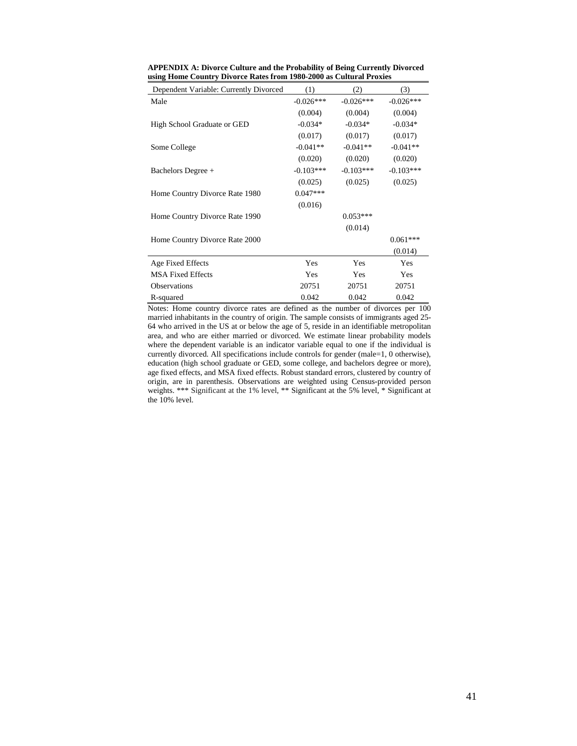**APPENDIX A: Divorce Culture and the Probability of Being Currently Divorced using Home Country Divorce Rates from 1980-2000 as Cultural Proxies**

| Dependent Variable: Currently Divorced | (1) | (2) | (3) |
|---|---|---|---|
| Male | -0.026*** | -0.026*** | -0.026*** |
| | (0.004) | (0.004) | (0.004) |
| High School Graduate or GED | -0.034* | -0.034* | -0.034* |
| | (0.017) | (0.017) | (0.017) |
| Some College | -0.041** | -0.041** | -0.041** |
| | (0.020) | (0.020) | (0.020) |
| Bachelors Degree + | -0.103*** | -0.103*** | -0.103*** |
| | (0.025) | (0.025) | (0.025) |
| Home Country Divorce Rate 1980 | 0.047*** | | |
| | (0.016) | | |
| Home Country Divorce Rate 1990 | | 0.053*** | |
| | | (0.014) | |
| Home Country Divorce Rate 2000 | | | 0.061*** |
| | | | (0.014) |
| Age Fixed Effects | Yes | Yes | Yes |
| MSA Fixed Effects | Yes | Yes | Yes |
| Observations | 20751 | 20751 | 20751 |
| R-squared | 0.042 | 0.042 | 0.042 |

Notes: Home country divorce rates are defined as the number of divorces per 100 married inhabitants in the country of origin. The sample consists of immigrants aged 25-64 who arrived in the US at or below the age of 5, reside in an identifiable metropolitan area, and who are either married or divorced. We estimate linear probability models where the dependent variable is an indicator variable equal to one if the individual is currently divorced. All specifications include controls for gender (male=1, 0 otherwise), education (high school graduate or GED, some college, and bachelors degree or more), age fixed effects, and MSA fixed effects. Robust standard errors, clustered by country of origin, are in parenthesis. Observations are weighted using Census-provided person weights. *** Significant at the 1% level, ** Significant at the 5% level, * Significant at the 10% level.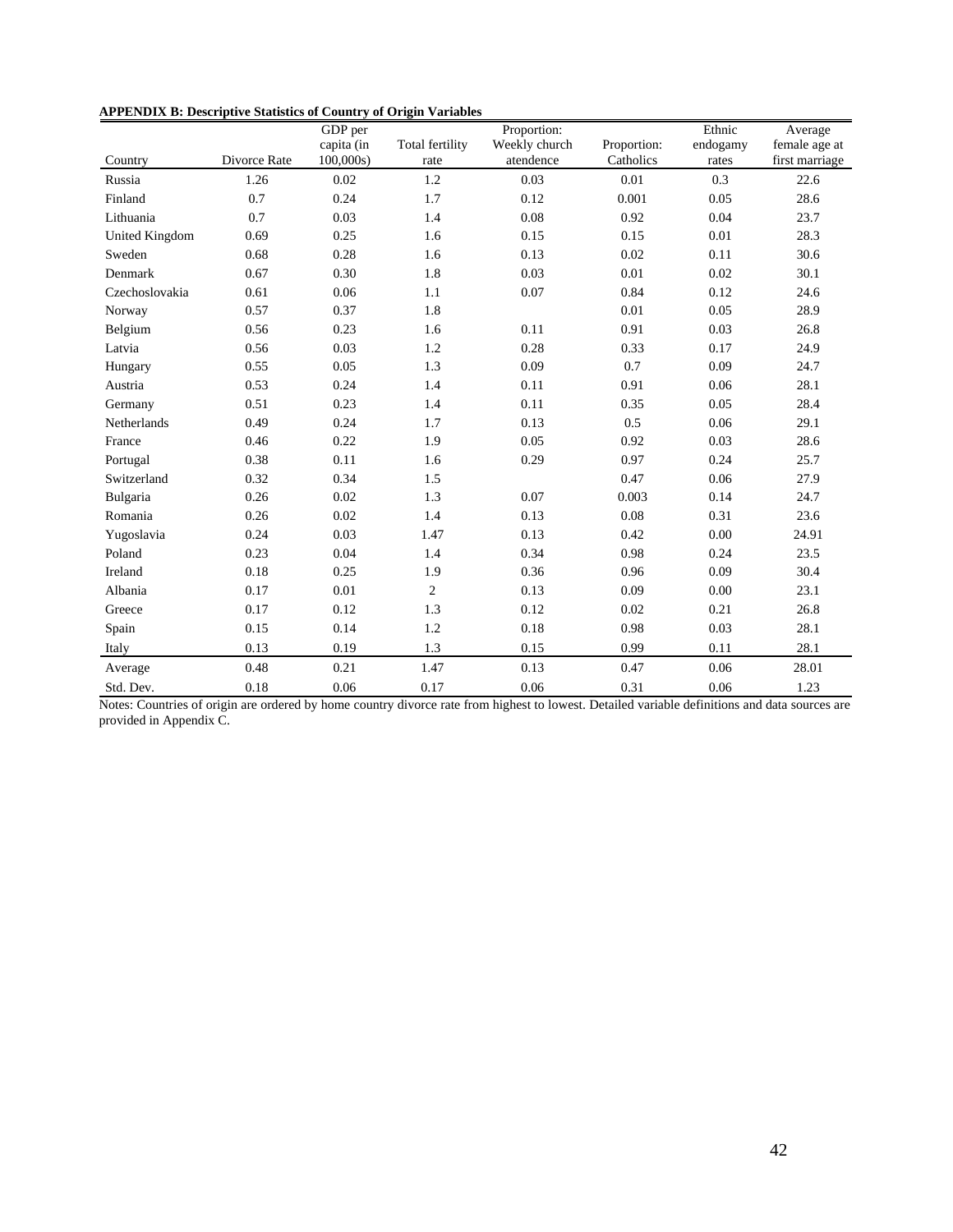**APPENDIX B: Descriptive Statistics of Country of Origin Variables**

| Country | Divorce Rate | GDP per capita (in 100,000s) | Total fertility rate | Proportion: Weekly church atendence | Proportion: Catholics | Ethnic endogamy rates | Average female age at first marriage |
|---|---|---|---|---|---|---|---|
| Russia | 1.26 | 0.02 | 1.2 | 0.03 | 0.01 | 0.3 | 22.6 |
| Finland | 0.7 | 0.24 | 1.7 | 0.12 | 0.001 | 0.05 | 28.6 |
| Lithuania | 0.7 | 0.03 | 1.4 | 0.08 | 0.92 | 0.04 | 23.7 |
| United Kingdom | 0.69 | 0.25 | 1.6 | 0.15 | 0.15 | 0.01 | 28.3 |
| Sweden | 0.68 | 0.28 | 1.6 | 0.13 | 0.02 | 0.11 | 30.6 |
| Denmark | 0.67 | 0.30 | 1.8 | 0.03 | 0.01 | 0.02 | 30.1 |
| Czechoslovakia | 0.61 | 0.06 | 1.1 | 0.07 | 0.84 | 0.12 | 24.6 |
| Norway | 0.57 | 0.37 | 1.8 | | 0.01 | 0.05 | 28.9 |
| Belgium | 0.56 | 0.23 | 1.6 | 0.11 | 0.91 | 0.03 | 26.8 |
| Latvia | 0.56 | 0.03 | 1.2 | 0.28 | 0.33 | 0.17 | 24.9 |
| Hungary | 0.55 | 0.05 | 1.3 | 0.09 | 0.7 | 0.09 | 24.7 |
| Austria | 0.53 | 0.24 | 1.4 | 0.11 | 0.91 | 0.06 | 28.1 |
| Germany | 0.51 | 0.23 | 1.4 | 0.11 | 0.35 | 0.05 | 28.4 |
| Netherlands | 0.49 | 0.24 | 1.7 | 0.13 | 0.5 | 0.06 | 29.1 |
| France | 0.46 | 0.22 | 1.9 | 0.05 | 0.92 | 0.03 | 28.6 |
| Portugal | 0.38 | 0.11 | 1.6 | 0.29 | 0.97 | 0.24 | 25.7 |
| Switzerland | 0.32 | 0.34 | 1.5 | | 0.47 | 0.06 | 27.9 |
| Bulgaria | 0.26 | 0.02 | 1.3 | 0.07 | 0.003 | 0.14 | 24.7 |
| Romania | 0.26 | 0.02 | 1.4 | 0.13 | 0.08 | 0.31 | 23.6 |
| Yugoslavia | 0.24 | 0.03 | 1.47 | 0.13 | 0.42 | 0.00 | 24.91 |
| Poland | 0.23 | 0.04 | 1.4 | 0.34 | 0.98 | 0.24 | 23.5 |
| Ireland | 0.18 | 0.25 | 1.9 | 0.36 | 0.96 | 0.09 | 30.4 |
| Albania | 0.17 | 0.01 | 2 | 0.13 | 0.09 | 0.00 | 23.1 |
| Greece | 0.17 | 0.12 | 1.3 | 0.12 | 0.02 | 0.21 | 26.8 |
| Spain | 0.15 | 0.14 | 1.2 | 0.18 | 0.98 | 0.03 | 28.1 |
| Italy | 0.13 | 0.19 | 1.3 | 0.15 | 0.99 | 0.11 | 28.1 |
| Average | 0.48 | 0.21 | 1.47 | 0.13 | 0.47 | 0.06 | 28.01 |
| Std. Dev. | 0.18 | 0.06 | 0.17 | 0.06 | 0.31 | 0.06 | 1.23 |

Notes: Countries of origin are ordered by home country divorce rate from highest to lowest. Detailed variable definitions and data sources are provided in Appendix C.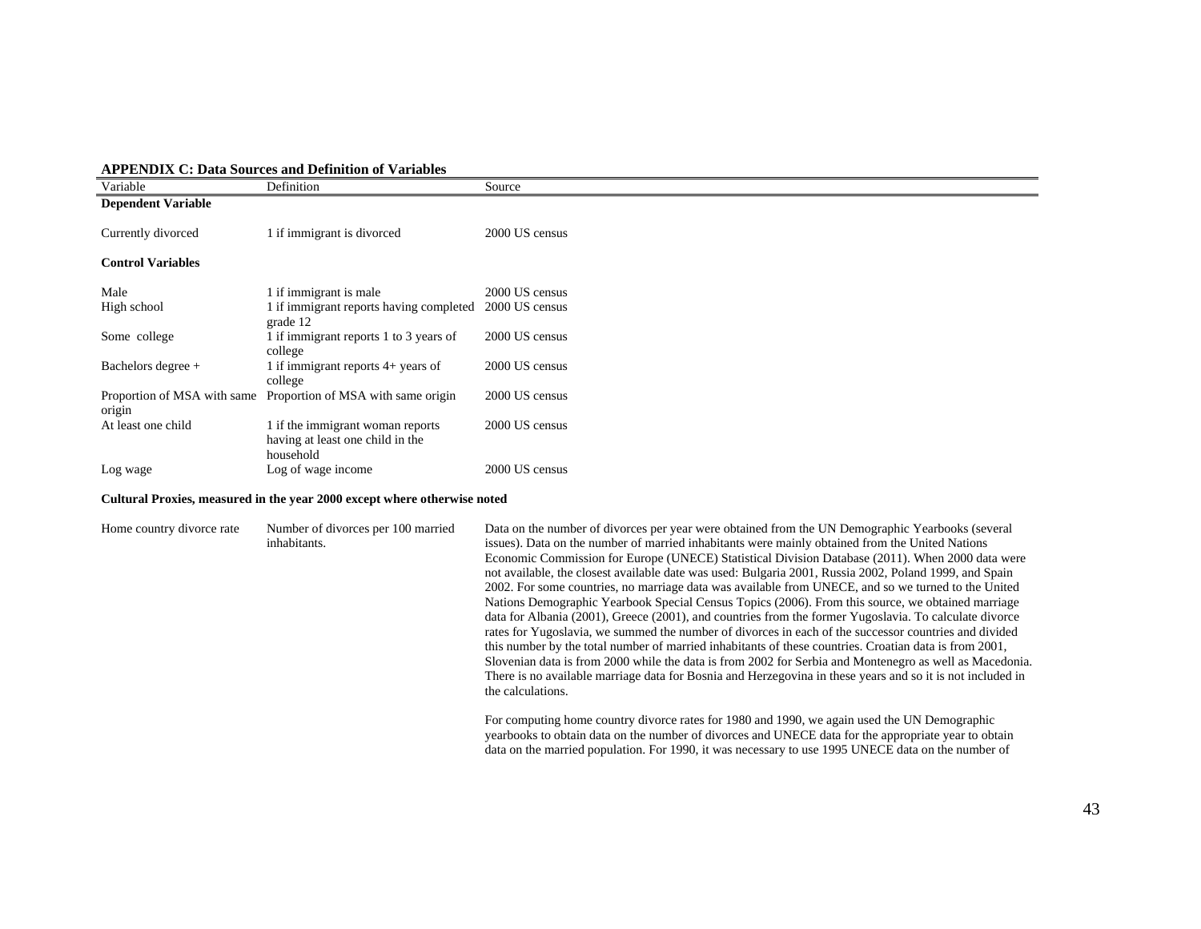**APPENDIX C: Data Sources and Definition of Variables**

| Variable | Definition | Source |
|---|---|---|
| **Dependent Variable** | | |
| Currently divorced | 1 if immigrant is divorced | 2000 US census |
| **Control Variables** | | |
| Male | 1 if immigrant is male | 2000 US census |
| High school | 1 if immigrant reports having completed grade 12 | 2000 US census |
| Some college | 1 if immigrant reports 1 to 3 years of college | 2000 US census |
| Bachelors degree + | 1 if immigrant reports 4+ years of college | 2000 US census |
| Proportion of MSA with same origin | Proportion of MSA with same origin | 2000 US census |
| At least one child | 1 if the immigrant woman reports having at least one child in the household | 2000 US census |
| Log wage | Log of wage income | 2000 US census |
| **Cultural Proxies, measured in the year 2000 except where otherwise noted** | | |
| Home country divorce rate | Number of divorces per 100 married inhabitants. | Data on the number of divorces per year were obtained from the UN Demographic Yearbooks (several issues). Data on the number of married inhabitants were mainly obtained from the United Nations Economic Commission for Europe (UNECE) Statistical Division Database (2011). When 2000 data were not available, the closest available date was used: Bulgaria 2001, Russia 2002, Poland 1999, and Spain 2002. For some countries, no marriage data was available from UNECE, and so we turned to the United Nations Demographic Yearbook Special Census Topics (2006). From this source, we obtained marriage data for Albania (2001), Greece (2001), and countries from the former Yugoslavia. To calculate divorce rates for Yugoslavia, we summed the number of divorces in each of the successor countries and divided this number by the total number of married inhabitants of these countries. Croatian data is from 2001, Slovenian data is from 2000 while the data is from 2002 for Serbia and Montenegro as well as Macedonia. There is no available marriage data for Bosnia and Herzegovina in these years and so it is not included in the calculations.<br><br>For computing home country divorce rates for 1980 and 1990, we again used the UN Demographic yearbooks to obtain data on the number of divorces and UNECE data for the appropriate year to obtain data on the married population. For 1990, it was necessary to use 1995 UNECE data on the number of |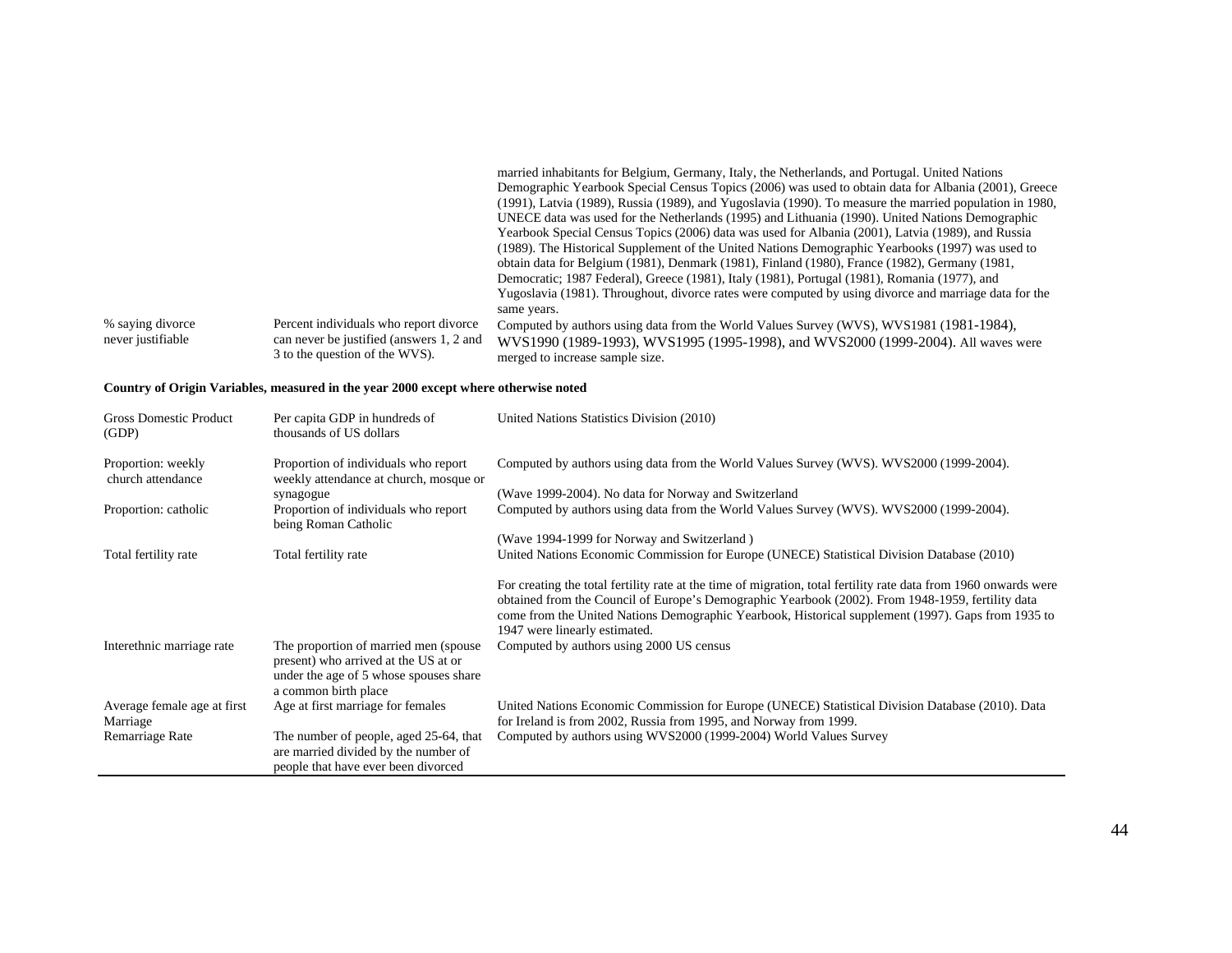| | | |
|---|---|---|
| | | married inhabitants for Belgium, Germany, Italy, the Netherlands, and Portugal. United Nations Demographic Yearbook Special Census Topics (2006) was used to obtain data for Albania (2001), Greece (1991), Latvia (1989), Russia (1989), and Yugoslavia (1990). To measure the married population in 1980, UNECE data was used for the Netherlands (1995) and Lithuania (1990). United Nations Demographic Yearbook Special Census Topics (2006) data was used for Albania (2001), Latvia (1989), and Russia (1989). The Historical Supplement of the United Nations Demographic Yearbooks (1997) was used to obtain data for Belgium (1981), Denmark (1981), Finland (1980), France (1982), Germany (1981, Democratic; 1987 Federal), Greece (1981), Italy (1981), Portugal (1981), Romania (1977), and Yugoslavia (1981). Throughout, divorce rates were computed by using divorce and marriage data for the same years. |
| % saying divorce never justifiable | Percent individuals who report divorce can never be justified (answers 1, 2 and 3 to the question of the WVS). | Computed by authors using data from the World Values Survey (WVS), WVS1981 (1981-1984), WVS1990 (1989-1993), WVS1995 (1995-1998), and WVS2000 (1999-2004). All waves were merged to increase sample size. |
| **Country of Origin Variables, measured in the year 2000 except otherwise noted** | | |
| Gross Domestic Product (GDP) | Per capita GDP in hundreds of thousands of US dollars | United Nations Statistics Division (2010) |
| Proportion: weekly church attendance | Proportion of individuals who report weekly attendance at church, mosque or synagogue | Computed by authors using data from the World Values Survey (WVS). WVS2000 (1999-2004). (Wave 1999-2004). No data for Norway and Switzerland |
| Proportion: catholic | Proportion of individuals who report being Roman Catholic | Computed by authors using data from the World Values Survey (WVS). WVS2000 (1999-2004). (Wave 1994-1999 for Norway and Switzerland ) |
| Total fertility rate | Total fertility rate | United Nations Economic Commission for Europe (UNECE) Statistical Division Database (2010) For creating the total fertility rate at the time of migration, total fertility rate data from 1960 onwards were obtained from the Council of Europe's Demographic Yearbook (2002). From 1948-1959, fertility data come from the United Nations Demographic Yearbook, Historical supplement (1997). Gaps from 1935 to 1947 were linearly estimated. |
| Interethnic marriage rate | The proportion of married men (spouse present) who arrived at the US at or under the age of 5 whose spouses share a common birth place | Computed by authors using 2000 US census |
| Average female age at first Marriage | Age at first marriage for females | United Nations Economic Commission for Europe (UNECE) Statistical Division Database (2010). Data for Ireland is from 2002, Russia from 1995, and Norway from 1999. |
| Remarriage Rate | The number of people, aged 25-64, that are married divided by the number of people that have ever been divorced | Computed by authors using WVS2000 (1999-2004) World Values Survey |